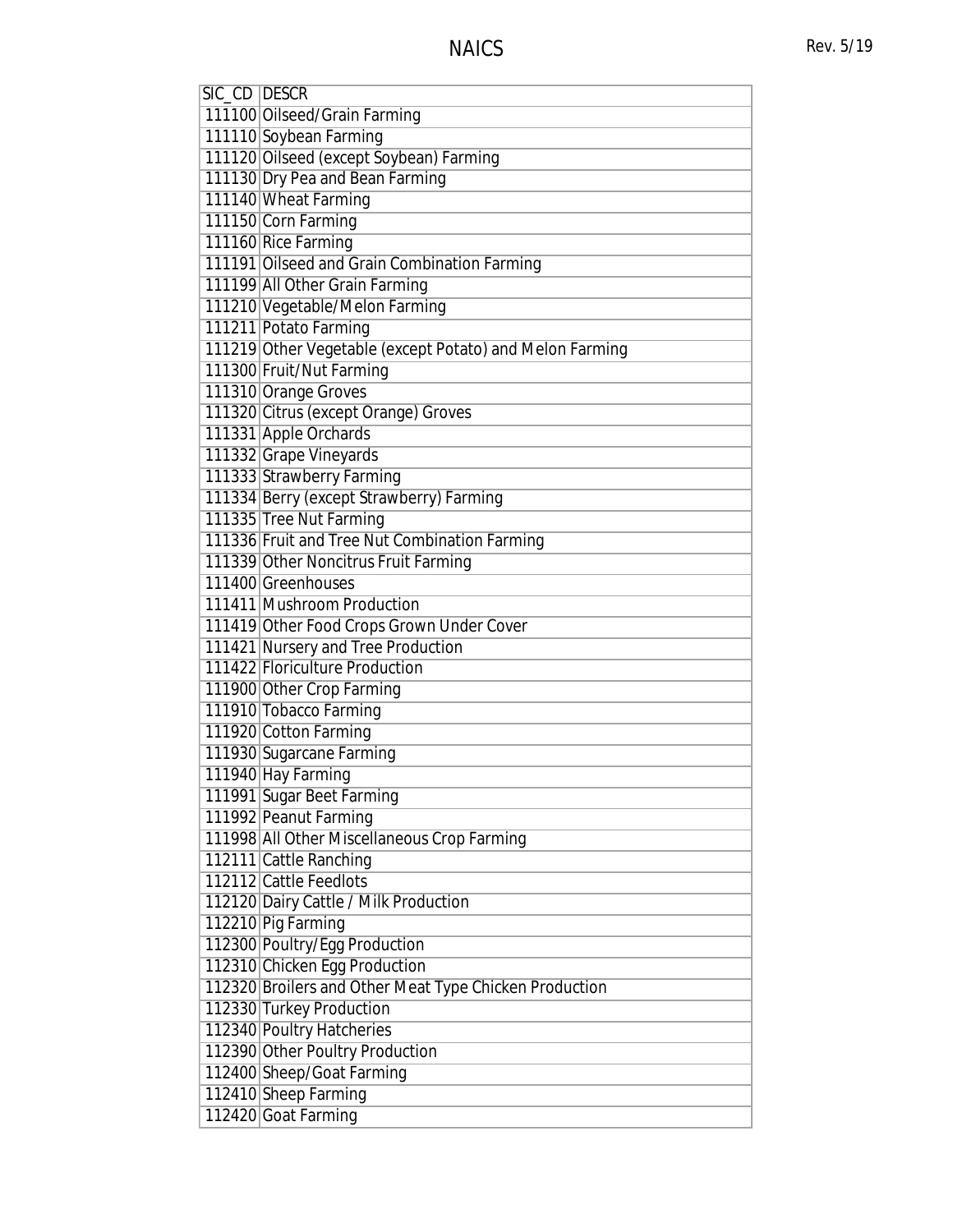# NAICS

| SIC_CD | DESCR |
|---|---|
| 111100 | Oilseed/Grain Farming |
| 111110 | Soybean Farming |
| 111120 | Oilseed (except Soybean) Farming |
| 111130 | Dry Pea and Bean Farming |
| 111140 | Wheat Farming |
| 111150 | Corn Farming |
| 111160 | Rice Farming |
| 111191 | Oilseed and Grain Combination Farming |
| 111199 | All Other Grain Farming |
| 111210 | Vegetable/Melon Farming |
| 111211 | Potato Farming |
| 111219 | Other Vegetable (except Potato) and Melon Farming |
| 111300 | Fruit/Nut Farming |
| 111310 | Orange Groves |
| 111320 | Citrus (except Orange) Groves |
| 111331 | Apple Orchards |
| 111332 | Grape Vineyards |
| 111333 | Strawberry Farming |
| 111334 | Berry (except Strawberry) Farming |
| 111335 | Tree Nut Farming |
| 111336 | Fruit and Tree Nut Combination Farming |
| 111339 | Other Noncitrus Fruit Farming |
| 111400 | Greenhouses |
| 111411 | Mushroom Production |
| 111419 | Other Food Crops Grown Under Cover |
| 111421 | Nursery and Tree Production |
| 111422 | Floriculture Production |
| 111900 | Other Crop Farming |
| 111910 | Tobacco Farming |
| 111920 | Cotton Farming |
| 111930 | Sugarcane Farming |
| 111940 | Hay Farming |
| 111991 | Sugar Beet Farming |
| 111992 | Peanut Farming |
| 111998 | All Other Miscellaneous Crop Farming |
| 112111 | Cattle Ranching |
| 112112 | Cattle Feedlots |
| 112120 | Dairy Cattle / Milk Production |
| 112210 | Pig Farming |
| 112300 | Poultry/Egg Production |
| 112310 | Chicken Egg Production |
| 112320 | Broilers and Other Meat Type Chicken Production |
| 112330 | Turkey Production |
| 112340 | Poultry Hatcheries |
| 112390 | Other Poultry Production |
| 112400 | Sheep/Goat Farming |
| 112410 | Sheep Farming |
| 112420 | Goat Farming |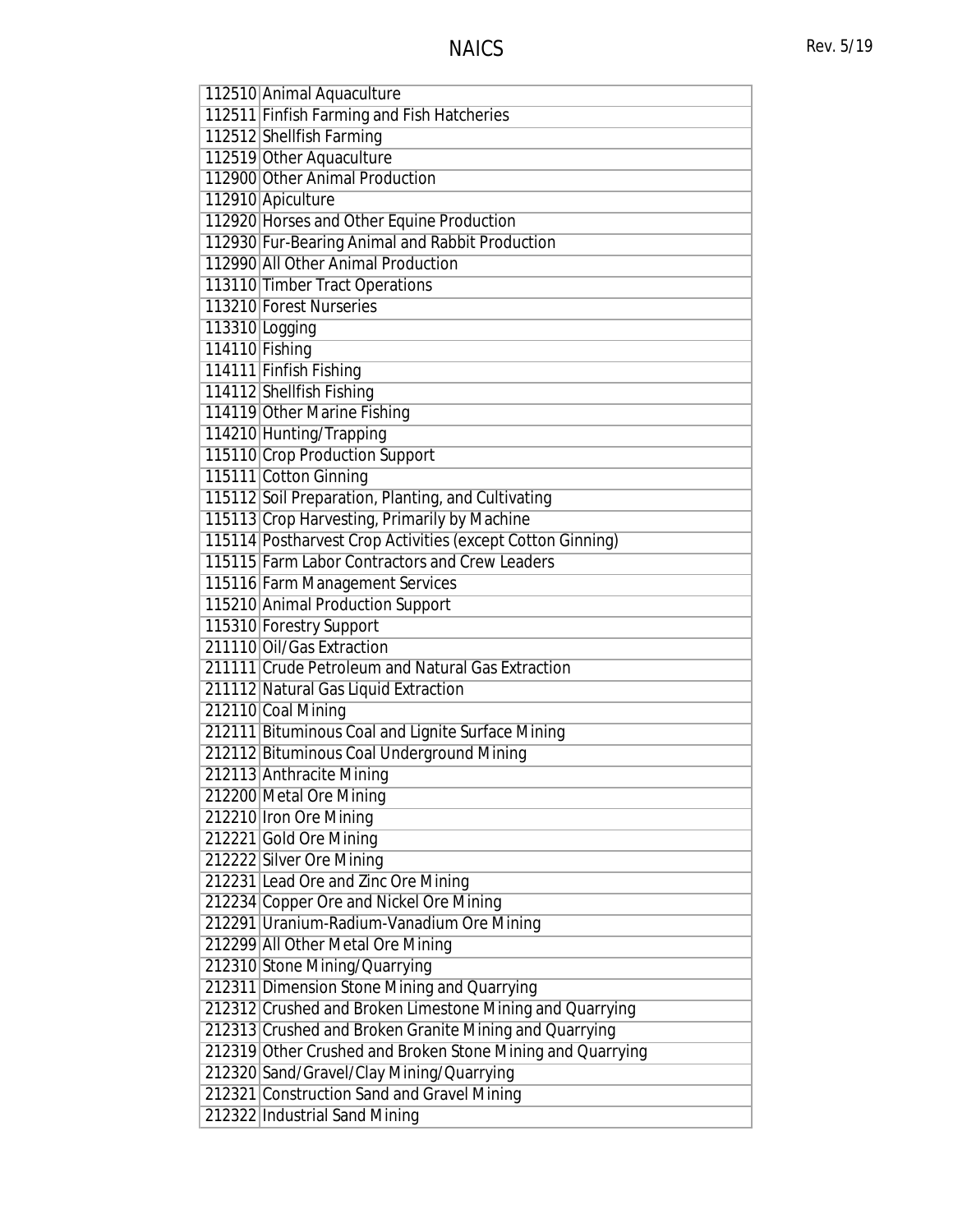| | |
|---|---|
| 112510 | Animal Aquaculture |
| 112511 | Finfish Farming and Fish Hatcheries |
| 112512 | Shellfish Farming |
| 112519 | Other Aquaculture |
| 112900 | Other Animal Production |
| 112910 | Apiculture |
| 112920 | Horses and Other Equine Production |
| 112930 | Fur-Bearing Animal and Rabbit Production |
| 112990 | All Other Animal Production |
| 113110 | Timber Tract Operations |
| 113210 | Forest Nurseries |
| 113310 | Logging |
| 114110 | Fishing |
| 114111 | Finfish Fishing |
| 114112 | Shellfish Fishing |
| 114119 | Other Marine Fishing |
| 114210 | Hunting/Trapping |
| 115110 | Crop Production Support |
| 115111 | Cotton Ginning |
| 115112 | Soil Preparation, Planting, and Cultivating |
| 115113 | Crop Harvesting, Primarily by Machine |
| 115114 | Postharvest Crop Activities (except Cotton Ginning) |
| 115115 | Farm Labor Contractors and Crew Leaders |
| 115116 | Farm Management Services |
| 115210 | Animal Production Support |
| 115310 | Forestry Support |
| 211110 | Oil/Gas Extraction |
| 211111 | Crude Petroleum and Natural Gas Extraction |
| 211112 | Natural Gas Liquid Extraction |
| 212110 | Coal Mining |
| 212111 | Bituminous Coal and Lignite Surface Mining |
| 212112 | Bituminous Coal Underground Mining |
| 212113 | Anthracite Mining |
| 212200 | Metal Ore Mining |
| 212210 | Iron Ore Mining |
| 212221 | Gold Ore Mining |
| 212222 | Silver Ore Mining |
| 212231 | Lead Ore and Zinc Ore Mining |
| 212234 | Copper Ore and Nickel Ore Mining |
| 212291 | Uranium-Radium-Vanadium Ore Mining |
| 212299 | All Other Metal Ore Mining |
| 212310 | Stone Mining/Quarrying |
| 212311 | Dimension Stone Mining and Quarrying |
| 212312 | Crushed and Broken Limestone Mining and Quarrying |
| 212313 | Crushed and Broken Granite Mining and Quarrying |
| 212319 | Other Crushed and Broken Stone Mining and Quarrying |
| 212320 | Sand/Gravel/Clay Mining/Quarrying |
| 212321 | Construction Sand and Gravel Mining |
| 212322 | Industrial Sand Mining |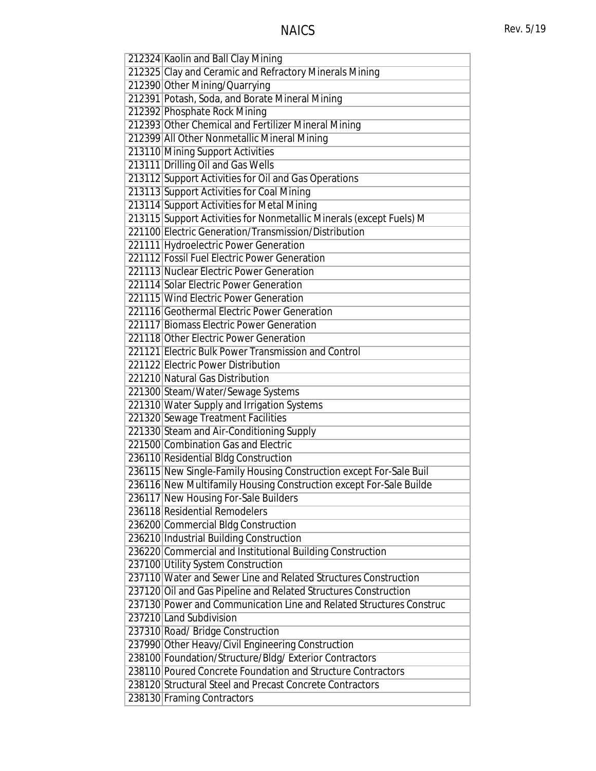| | |
|---|---|
| 212324 | Kaolin and Ball Clay Mining |
| 212325 | Clay and Ceramic and Refractory Minerals Mining |
| 212390 | Other Mining/Quarrying |
| 212391 | Potash, Soda, and Borate Mineral Mining |
| 212392 | Phosphate Rock Mining |
| 212393 | Other Chemical and Fertilizer Mineral Mining |
| 212399 | All Other Nonmetallic Mineral Mining |
| 213110 | Mining Support Activities |
| 213111 | Drilling Oil and Gas Wells |
| 213112 | Support Activities for Oil and Gas Operations |
| 213113 | Support Activities for Coal Mining |
| 213114 | Support Activities for Metal Mining |
| 213115 | Support Activities for Nonmetallic Minerals (except Fuels) M |
| 221100 | Electric Generation/Transmission/Distribution |
| 221111 | Hydroelectric Power Generation |
| 221112 | Fossil Fuel Electric Power Generation |
| 221113 | Nuclear Electric Power Generation |
| 221114 | Solar Electric Power Generation |
| 221115 | Wind Electric Power Generation |
| 221116 | Geothermal Electric Power Generation |
| 221117 | Biomass Electric Power Generation |
| 221118 | Other Electric Power Generation |
| 221121 | Electric Bulk Power Transmission and Control |
| 221122 | Electric Power Distribution |
| 221210 | Natural Gas Distribution |
| 221300 | Steam/Water/Sewage Systems |
| 221310 | Water Supply and Irrigation Systems |
| 221320 | Sewage Treatment Facilities |
| 221330 | Steam and Air-Conditioning Supply |
| 221500 | Combination Gas and Electric |
| 236110 | Residential Bldg Construction |
| 236115 | New Single-Family Housing Construction except For-Sale Buil |
| 236116 | New Multifamily Housing Construction except For-Sale Builde |
| 236117 | New Housing For-Sale Builders |
| 236118 | Residential Remodelers |
| 236200 | Commercial Bldg Construction |
| 236210 | Industrial Building Construction |
| 236220 | Commercial and Institutional Building Construction |
| 237100 | Utility System Construction |
| 237110 | Water and Sewer Line and Related Structures Construction |
| 237120 | Oil and Gas Pipeline and Related Structures Construction |
| 237130 | Power and Communication Line and Related Structures Construc |
| 237210 | Land Subdivision |
| 237310 | Road/ Bridge Construction |
| 237990 | Other Heavy/Civil Engineering Construction |
| 238100 | Foundation/Structure/Bldg/ Exterior Contractors |
| 238110 | Poured Concrete Foundation and Structure Contractors |
| 238120 | Structural Steel and Precast Concrete Contractors |
| 238130 | Framing Contractors |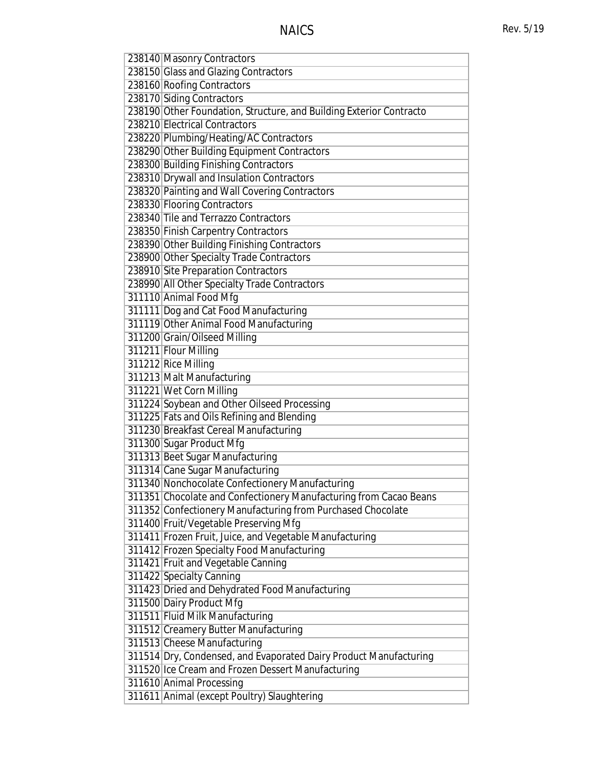| | |
|---|---|
| 238140 | Masonry Contractors |
| 238150 | Glass and Glazing Contractors |
| 238160 | Roofing Contractors |
| 238170 | Siding Contractors |
| 238190 | Other Foundation, Structure, and Building Exterior Contracto |
| 238210 | Electrical Contractors |
| 238220 | Plumbing/Heating/AC Contractors |
| 238290 | Other Building Equipment Contractors |
| 238300 | Building Finishing Contractors |
| 238310 | Drywall and Insulation Contractors |
| 238320 | Painting and Wall Covering Contractors |
| 238330 | Flooring Contractors |
| 238340 | Tile and Terrazzo Contractors |
| 238350 | Finish Carpentry Contractors |
| 238390 | Other Building Finishing Contractors |
| 238900 | Other Specialty Trade Contractors |
| 238910 | Site Preparation Contractors |
| 238990 | All Other Specialty Trade Contractors |
| 311110 | Animal Food Mfg |
| 311111 | Dog and Cat Food Manufacturing |
| 311119 | Other Animal Food Manufacturing |
| 311200 | Grain/Oilseed Milling |
| 311211 | Flour Milling |
| 311212 | Rice Milling |
| 311213 | Malt Manufacturing |
| 311221 | Wet Corn Milling |
| 311224 | Soybean and Other Oilseed Processing |
| 311225 | Fats and Oils Refining and Blending |
| 311230 | Breakfast Cereal Manufacturing |
| 311300 | Sugar Product Mfg |
| 311313 | Beet Sugar Manufacturing |
| 311314 | Cane Sugar Manufacturing |
| 311340 | Nonchocolate Confectionery Manufacturing |
| 311351 | Chocolate and Confectionery Manufacturing from Cacao Beans |
| 311352 | Confectionery Manufacturing from Purchased Chocolate |
| 311400 | Fruit/Vegetable Preserving Mfg |
| 311411 | Frozen Fruit, Juice, and Vegetable Manufacturing |
| 311412 | Frozen Specialty Food Manufacturing |
| 311421 | Fruit and Vegetable Canning |
| 311422 | Specialty Canning |
| 311423 | Dried and Dehydrated Food Manufacturing |
| 311500 | Dairy Product Mfg |
| 311511 | Fluid Milk Manufacturing |
| 311512 | Creamery Butter Manufacturing |
| 311513 | Cheese Manufacturing |
| 311514 | Dry, Condensed, and Evaporated Dairy Product Manufacturing |
| 311520 | Ice Cream and Frozen Dessert Manufacturing |
| 311610 | Animal Processing |
| 311611 | Animal (except Poultry) Slaughtering |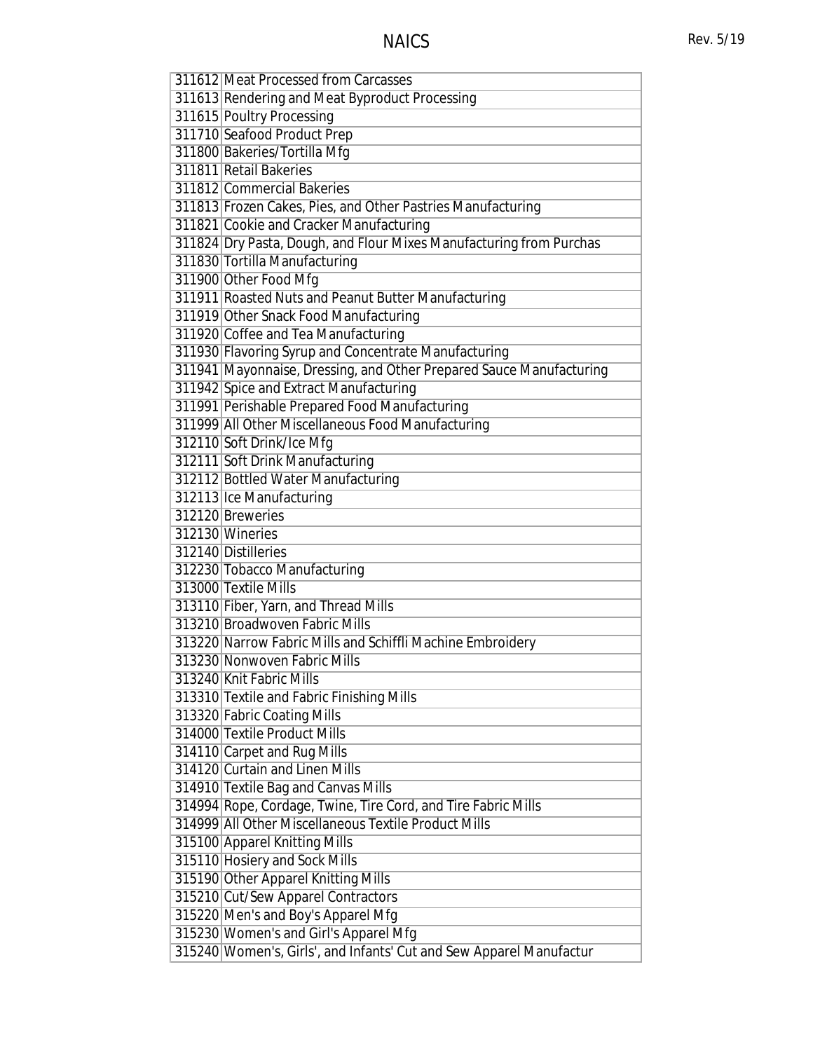| | |
|---|---|
| 311612 | Meat Processed from Carcasses |
| 311613 | Rendering and Meat Byproduct Processing |
| 311615 | Poultry Processing |
| 311710 | Seafood Product Prep |
| 311800 | Bakeries/Tortilla Mfg |
| 311811 | Retail Bakeries |
| 311812 | Commercial Bakeries |
| 311813 | Frozen Cakes, Pies, and Other Pastries Manufacturing |
| 311821 | Cookie and Cracker Manufacturing |
| 311824 | Dry Pasta, Dough, and Flour Mixes Manufacturing from Purchas |
| 311830 | Tortilla Manufacturing |
| 311900 | Other Food Mfg |
| 311911 | Roasted Nuts and Peanut Butter Manufacturing |
| 311919 | Other Snack Food Manufacturing |
| 311920 | Coffee and Tea Manufacturing |
| 311930 | Flavoring Syrup and Concentrate Manufacturing |
| 311941 | Mayonnaise, Dressing, and Other Prepared Sauce Manufacturing |
| 311942 | Spice and Extract Manufacturing |
| 311991 | Perishable Prepared Food Manufacturing |
| 311999 | All Other Miscellaneous Food Manufacturing |
| 312110 | Soft Drink/Ice Mfg |
| 312111 | Soft Drink Manufacturing |
| 312112 | Bottled Water Manufacturing |
| 312113 | Ice Manufacturing |
| 312120 | Breweries |
| 312130 | Wineries |
| 312140 | Distilleries |
| 312230 | Tobacco Manufacturing |
| 313000 | Textile Mills |
| 313110 | Fiber, Yarn, and Thread Mills |
| 313210 | Broadwoven Fabric Mills |
| 313220 | Narrow Fabric Mills and Schiffli Machine Embroidery |
| 313230 | Nonwoven Fabric Mills |
| 313240 | Knit Fabric Mills |
| 313310 | Textile and Fabric Finishing Mills |
| 313320 | Fabric Coating Mills |
| 314000 | Textile Product Mills |
| 314110 | Carpet and Rug Mills |
| 314120 | Curtain and Linen Mills |
| 314910 | Textile Bag and Canvas Mills |
| 314994 | Rope, Cordage, Twine, Tire Cord, and Tire Fabric Mills |
| 314999 | All Other Miscellaneous Textile Product Mills |
| 315100 | Apparel Knitting Mills |
| 315110 | Hosiery and Sock Mills |
| 315190 | Other Apparel Knitting Mills |
| 315210 | Cut/Sew Apparel Contractors |
| 315220 | Men's and Boy's Apparel Mfg |
| 315230 | Women's and Girl's Apparel Mfg |
| 315240 | Women's, Girls', and Infants' Cut and Sew Apparel Manufactur |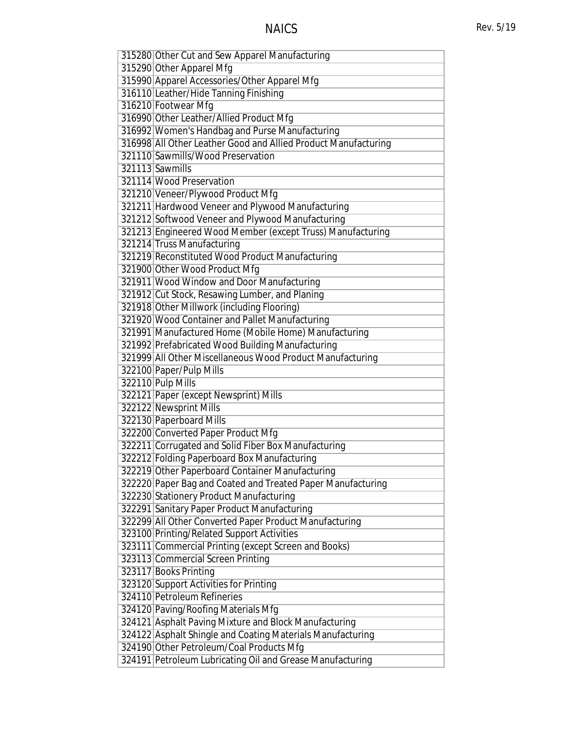| | |
|---|---|
| 315280 | Other Cut and Sew Apparel Manufacturing |
| 315290 | Other Apparel Mfg |
| 315990 | Apparel Accessories/Other Apparel Mfg |
| 316110 | Leather/Hide Tanning Finishing |
| 316210 | Footwear Mfg |
| 316990 | Other Leather/Allied Product Mfg |
| 316992 | Women's Handbag and Purse Manufacturing |
| 316998 | All Other Leather Good and Allied Product Manufacturing |
| 321110 | Sawmills/Wood Preservation |
| 321113 | Sawmills |
| 321114 | Wood Preservation |
| 321210 | Veneer/Plywood Product Mfg |
| 321211 | Hardwood Veneer and Plywood Manufacturing |
| 321212 | Softwood Veneer and Plywood Manufacturing |
| 321213 | Engineered Wood Member (except Truss) Manufacturing |
| 321214 | Truss Manufacturing |
| 321219 | Reconstituted Wood Product Manufacturing |
| 321900 | Other Wood Product Mfg |
| 321911 | Wood Window and Door Manufacturing |
| 321912 | Cut Stock, Resawing Lumber, and Planing |
| 321918 | Other Millwork (including Flooring) |
| 321920 | Wood Container and Pallet Manufacturing |
| 321991 | Manufactured Home (Mobile Home) Manufacturing |
| 321992 | Prefabricated Wood Building Manufacturing |
| 321999 | All Other Miscellaneous Wood Product Manufacturing |
| 322100 | Paper/Pulp Mills |
| 322110 | Pulp Mills |
| 322121 | Paper (except Newsprint) Mills |
| 322122 | Newsprint Mills |
| 322130 | Paperboard Mills |
| 322200 | Converted Paper Product Mfg |
| 322211 | Corrugated and Solid Fiber Box Manufacturing |
| 322212 | Folding Paperboard Box Manufacturing |
| 322219 | Other Paperboard Container Manufacturing |
| 322220 | Paper Bag and Coated and Treated Paper Manufacturing |
| 322230 | Stationery Product Manufacturing |
| 322291 | Sanitary Paper Product Manufacturing |
| 322299 | All Other Converted Paper Product Manufacturing |
| 323100 | Printing/Related Support Activities |
| 323111 | Commercial Printing (except Screen and Books) |
| 323113 | Commercial Screen Printing |
| 323117 | Books Printing |
| 323120 | Support Activities for Printing |
| 324110 | Petroleum Refineries |
| 324120 | Paving/Roofing Materials Mfg |
| 324121 | Asphalt Paving Mixture and Block Manufacturing |
| 324122 | Asphalt Shingle and Coating Materials Manufacturing |
| 324190 | Other Petroleum/Coal Products Mfg |
| 324191 | Petroleum Lubricating Oil and Grease Manufacturing |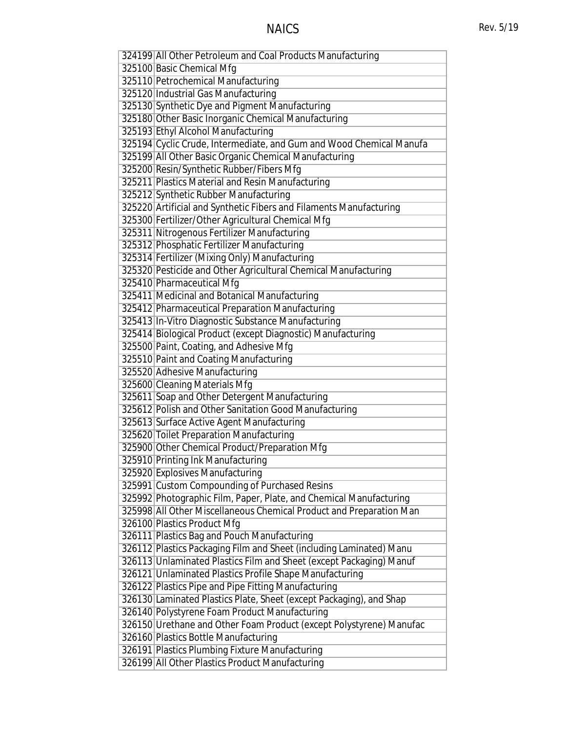| | |
|---|---|
| 324199 | All Other Petroleum and Coal Products Manufacturing |
| 325100 | Basic Chemical Mfg |
| 325110 | Petrochemical Manufacturing |
| 325120 | Industrial Gas Manufacturing |
| 325130 | Synthetic Dye and Pigment Manufacturing |
| 325180 | Other Basic Inorganic Chemical Manufacturing |
| 325193 | Ethyl Alcohol Manufacturing |
| 325194 | Cyclic Crude, Intermediate, and Gum and Wood Chemical Manufa |
| 325199 | All Other Basic Organic Chemical Manufacturing |
| 325200 | Resin/Synthetic Rubber/Fibers Mfg |
| 325211 | Plastics Material and Resin Manufacturing |
| 325212 | Synthetic Rubber Manufacturing |
| 325220 | Artificial and Synthetic Fibers and Filaments Manufacturing |
| 325300 | Fertilizer/Other Agricultural Chemical Mfg |
| 325311 | Nitrogenous Fertilizer Manufacturing |
| 325312 | Phosphatic Fertilizer Manufacturing |
| 325314 | Fertilizer (Mixing Only) Manufacturing |
| 325320 | Pesticide and Other Agricultural Chemical Manufacturing |
| 325410 | Pharmaceutical Mfg |
| 325411 | Medicinal and Botanical Manufacturing |
| 325412 | Pharmaceutical Preparation Manufacturing |
| 325413 | In-Vitro Diagnostic Substance Manufacturing |
| 325414 | Biological Product (except Diagnostic) Manufacturing |
| 325500 | Paint, Coating, and Adhesive Mfg |
| 325510 | Paint and Coating Manufacturing |
| 325520 | Adhesive Manufacturing |
| 325600 | Cleaning Materials Mfg |
| 325611 | Soap and Other Detergent Manufacturing |
| 325612 | Polish and Other Sanitation Good Manufacturing |
| 325613 | Surface Active Agent Manufacturing |
| 325620 | Toilet Preparation Manufacturing |
| 325900 | Other Chemical Product/Preparation Mfg |
| 325910 | Printing Ink Manufacturing |
| 325920 | Explosives Manufacturing |
| 325991 | Custom Compounding of Purchased Resins |
| 325992 | Photographic Film, Paper, Plate, and Chemical Manufacturing |
| 325998 | All Other Miscellaneous Chemical Product and Preparation Man |
| 326100 | Plastics Product Mfg |
| 326111 | Plastics Bag and Pouch Manufacturing |
| 326112 | Plastics Packaging Film and Sheet (including Laminated) Manu |
| 326113 | Unlaminated Plastics Film and Sheet (except Packaging) Manuf |
| 326121 | Unlaminated Plastics Profile Shape Manufacturing |
| 326122 | Plastics Pipe and Pipe Fitting Manufacturing |
| 326130 | Laminated Plastics Plate, Sheet (except Packaging), and Shap |
| 326140 | Polystyrene Foam Product Manufacturing |
| 326150 | Urethane and Other Foam Product (except Polystyrene) Manufac |
| 326160 | Plastics Bottle Manufacturing |
| 326191 | Plastics Plumbing Fixture Manufacturing |
| 326199 | All Other Plastics Product Manufacturing |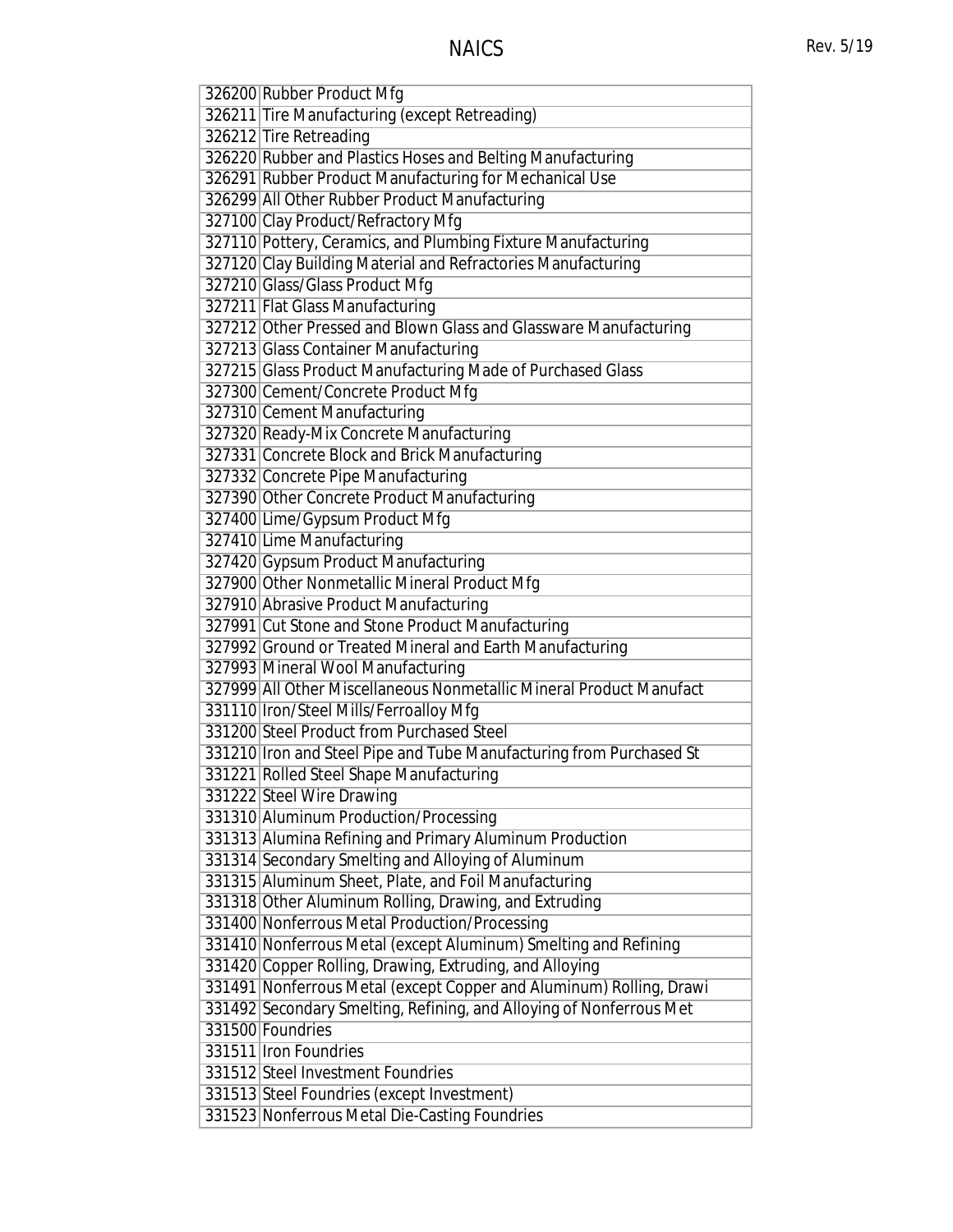| | |
|---|---|
| 326200 | Rubber Product Mfg |
| 326211 | Tire Manufacturing (except Retreading) |
| 326212 | Tire Retreading |
| 326220 | Rubber and Plastics Hoses and Belting Manufacturing |
| 326291 | Rubber Product Manufacturing for Mechanical Use |
| 326299 | All Other Rubber Product Manufacturing |
| 327100 | Clay Product/Refractory Mfg |
| 327110 | Pottery, Ceramics, and Plumbing Fixture Manufacturing |
| 327120 | Clay Building Material and Refractories Manufacturing |
| 327210 | Glass/Glass Product Mfg |
| 327211 | Flat Glass Manufacturing |
| 327212 | Other Pressed and Blown Glass and Glassware Manufacturing |
| 327213 | Glass Container Manufacturing |
| 327215 | Glass Product Manufacturing Made of Purchased Glass |
| 327300 | Cement/Concrete Product Mfg |
| 327310 | Cement Manufacturing |
| 327320 | Ready-Mix Concrete Manufacturing |
| 327331 | Concrete Block and Brick Manufacturing |
| 327332 | Concrete Pipe Manufacturing |
| 327390 | Other Concrete Product Manufacturing |
| 327400 | Lime/Gypsum Product Mfg |
| 327410 | Lime Manufacturing |
| 327420 | Gypsum Product Manufacturing |
| 327900 | Other Nonmetallic Mineral Product Mfg |
| 327910 | Abrasive Product Manufacturing |
| 327991 | Cut Stone and Stone Product Manufacturing |
| 327992 | Ground or Treated Mineral and Earth Manufacturing |
| 327993 | Mineral Wool Manufacturing |
| 327999 | All Other Miscellaneous Nonmetallic Mineral Product Manufact |
| 331110 | Iron/Steel Mills/Ferroalloy Mfg |
| 331200 | Steel Product from Purchased Steel |
| 331210 | Iron and Steel Pipe and Tube Manufacturing from Purchased St |
| 331221 | Rolled Steel Shape Manufacturing |
| 331222 | Steel Wire Drawing |
| 331310 | Aluminum Production/Processing |
| 331313 | Alumina Refining and Primary Aluminum Production |
| 331314 | Secondary Smelting and Alloying of Aluminum |
| 331315 | Aluminum Sheet, Plate, and Foil Manufacturing |
| 331318 | Other Aluminum Rolling, Drawing, and Extruding |
| 331400 | Nonferrous Metal Production/Processing |
| 331410 | Nonferrous Metal (except Aluminum) Smelting and Refining |
| 331420 | Copper Rolling, Drawing, Extruding, and Alloying |
| 331491 | Nonferrous Metal (except Copper and Aluminum) Rolling, Drawi |
| 331492 | Secondary Smelting, Refining, and Alloying of Nonferrous Met |
| 331500 | Foundries |
| 331511 | Iron Foundries |
| 331512 | Steel Investment Foundries |
| 331513 | Steel Foundries (except Investment) |
| 331523 | Nonferrous Metal Die-Casting Foundries |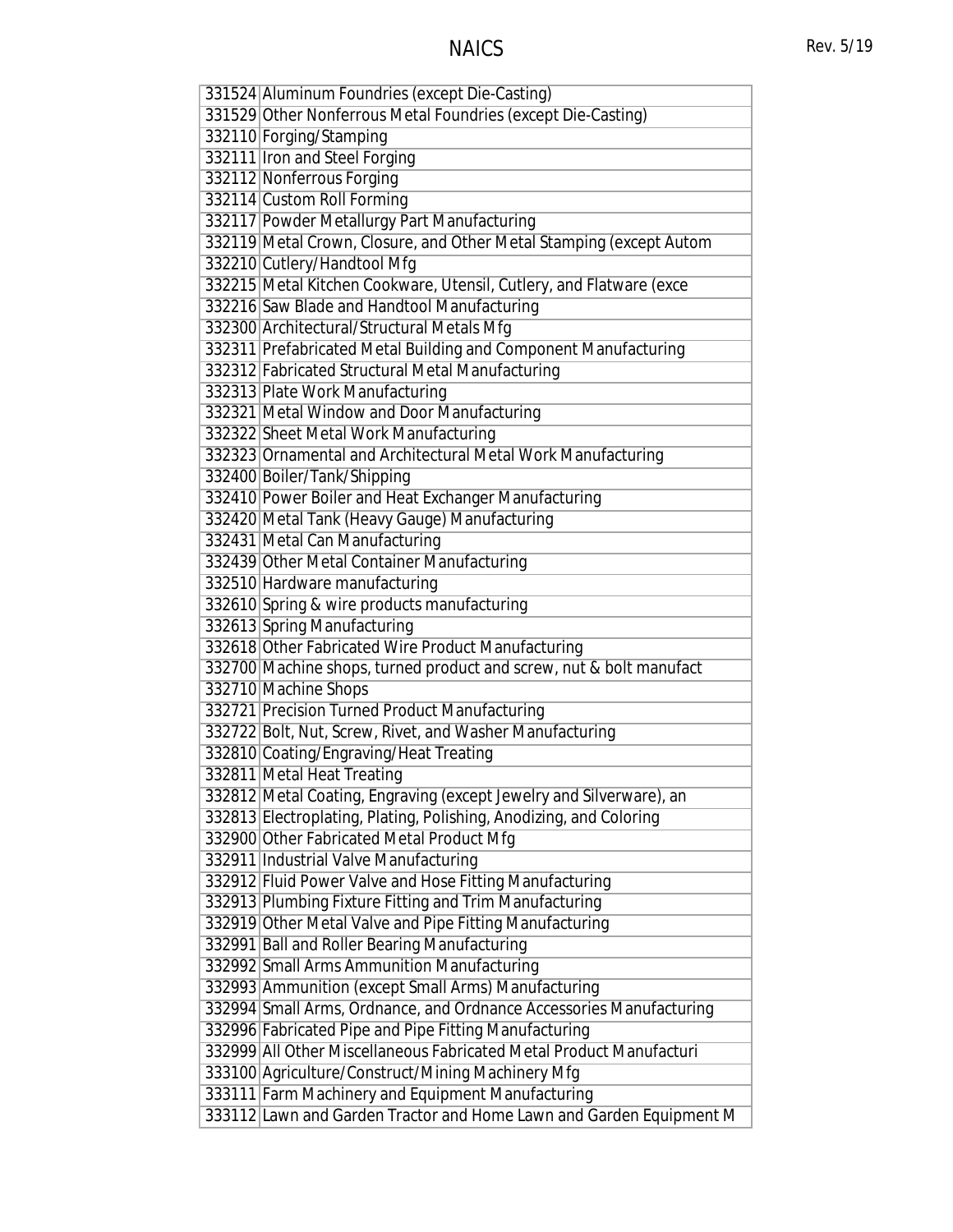| 331524 | Aluminum Foundries (except Die-Casting) |
|---|---|
| 331529 | Other Nonferrous Metal Foundries (except Die-Casting) |
| 332110 | Forging/Stamping |
| 332111 | Iron and Steel Forging |
| 332112 | Nonferrous Forging |
| 332114 | Custom Roll Forming |
| 332117 | Powder Metallurgy Part Manufacturing |
| 332119 | Metal Crown, Closure, and Other Metal Stamping (except Autom |
| 332210 | Cutlery/Handtool Mfg |
| 332215 | Metal Kitchen Cookware, Utensil, Cutlery, and Flatware (exce |
| 332216 | Saw Blade and Handtool Manufacturing |
| 332300 | Architectural/Structural Metals Mfg |
| 332311 | Prefabricated Metal Building and Component Manufacturing |
| 332312 | Fabricated Structural Metal Manufacturing |
| 332313 | Plate Work Manufacturing |
| 332321 | Metal Window and Door Manufacturing |
| 332322 | Sheet Metal Work Manufacturing |
| 332323 | Ornamental and Architectural Metal Work Manufacturing |
| 332400 | Boiler/Tank/Shipping |
| 332410 | Power Boiler and Heat Exchanger Manufacturing |
| 332420 | Metal Tank (Heavy Gauge) Manufacturing |
| 332431 | Metal Can Manufacturing |
| 332439 | Other Metal Container Manufacturing |
| 332510 | Hardware manufacturing |
| 332610 | Spring & wire products manufacturing |
| 332613 | Spring Manufacturing |
| 332618 | Other Fabricated Wire Product Manufacturing |
| 332700 | Machine shops, turned product and screw, nut & bolt manufact |
| 332710 | Machine Shops |
| 332721 | Precision Turned Product Manufacturing |
| 332722 | Bolt, Nut, Screw, Rivet, and Washer Manufacturing |
| 332810 | Coating/Engraving/Heat Treating |
| 332811 | Metal Heat Treating |
| 332812 | Metal Coating, Engraving (except Jewelry and Silverware), an |
| 332813 | Electroplating, Plating, Polishing, Anodizing, and Coloring |
| 332900 | Other Fabricated Metal Product Mfg |
| 332911 | Industrial Valve Manufacturing |
| 332912 | Fluid Power Valve and Hose Fitting Manufacturing |
| 332913 | Plumbing Fixture Fitting and Trim Manufacturing |
| 332919 | Other Metal Valve and Pipe Fitting Manufacturing |
| 332991 | Ball and Roller Bearing Manufacturing |
| 332992 | Small Arms Ammunition Manufacturing |
| 332993 | Ammunition (except Small Arms) Manufacturing |
| 332994 | Small Arms, Ordnance, and Ordnance Accessories Manufacturing |
| 332996 | Fabricated Pipe and Pipe Fitting Manufacturing |
| 332999 | All Other Miscellaneous Fabricated Metal Product Manufacturi |
| 333100 | Agriculture/Construct/Mining Machinery Mfg |
| 333111 | Farm Machinery and Equipment Manufacturing |
| 333112 | Lawn and Garden Tractor and Home Lawn and Garden Equipment M |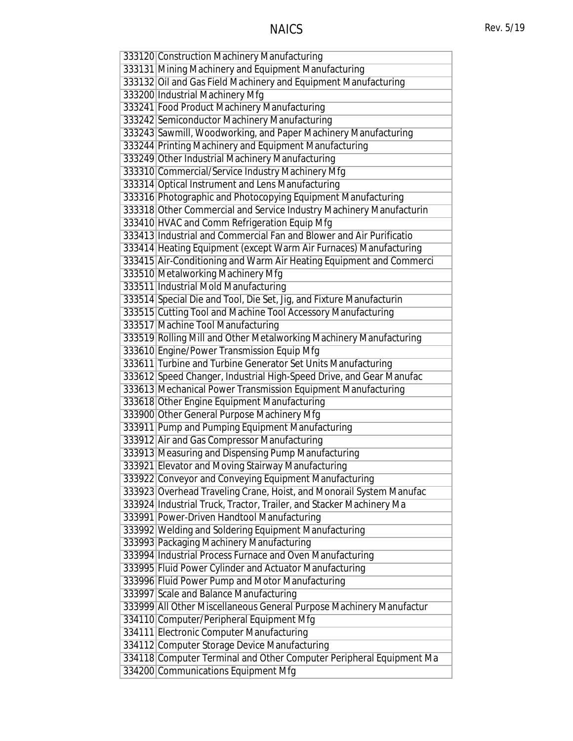| | |
|---|---|
| 333120 | Construction Machinery Manufacturing |
| 333131 | Mining Machinery and Equipment Manufacturing |
| 333132 | Oil and Gas Field Machinery and Equipment Manufacturing |
| 333200 | Industrial Machinery Mfg |
| 333241 | Food Product Machinery Manufacturing |
| 333242 | Semiconductor Machinery Manufacturing |
| 333243 | Sawmill, Woodworking, and Paper Machinery Manufacturing |
| 333244 | Printing Machinery and Equipment Manufacturing |
| 333249 | Other Industrial Machinery Manufacturing |
| 333310 | Commercial/Service Industry Machinery Mfg |
| 333314 | Optical Instrument and Lens Manufacturing |
| 333316 | Photographic and Photocopying Equipment Manufacturing |
| 333318 | Other Commercial and Service Industry Machinery Manufacturin |
| 333410 | HVAC and Comm Refrigeration Equip Mfg |
| 333413 | Industrial and Commercial Fan and Blower and Air Purificatio |
| 333414 | Heating Equipment (except Warm Air Furnaces) Manufacturing |
| 333415 | Air-Conditioning and Warm Air Heating Equipment and Commerci |
| 333510 | Metalworking Machinery Mfg |
| 333511 | Industrial Mold Manufacturing |
| 333514 | Special Die and Tool, Die Set, Jig, and Fixture Manufacturin |
| 333515 | Cutting Tool and Machine Tool Accessory Manufacturing |
| 333517 | Machine Tool Manufacturing |
| 333519 | Rolling Mill and Other Metalworking Machinery Manufacturing |
| 333610 | Engine/Power Transmission Equip Mfg |
| 333611 | Turbine and Turbine Generator Set Units Manufacturing |
| 333612 | Speed Changer, Industrial High-Speed Drive, and Gear Manufac |
| 333613 | Mechanical Power Transmission Equipment Manufacturing |
| 333618 | Other Engine Equipment Manufacturing |
| 333900 | Other General Purpose Machinery Mfg |
| 333911 | Pump and Pumping Equipment Manufacturing |
| 333912 | Air and Gas Compressor Manufacturing |
| 333913 | Measuring and Dispensing Pump Manufacturing |
| 333921 | Elevator and Moving Stairway Manufacturing |
| 333922 | Conveyor and Conveying Equipment Manufacturing |
| 333923 | Overhead Traveling Crane, Hoist, and Monorail System Manufac |
| 333924 | Industrial Truck, Tractor, Trailer, and Stacker Machinery Ma |
| 333991 | Power-Driven Handtool Manufacturing |
| 333992 | Welding and Soldering Equipment Manufacturing |
| 333993 | Packaging Machinery Manufacturing |
| 333994 | Industrial Process Furnace and Oven Manufacturing |
| 333995 | Fluid Power Cylinder and Actuator Manufacturing |
| 333996 | Fluid Power Pump and Motor Manufacturing |
| 333997 | Scale and Balance Manufacturing |
| 333999 | All Other Miscellaneous General Purpose Machinery Manufactur |
| 334110 | Computer/Peripheral Equipment Mfg |
| 334111 | Electronic Computer Manufacturing |
| 334112 | Computer Storage Device Manufacturing |
| 334118 | Computer Terminal and Other Computer Peripheral Equipment Ma |
| 334200 | Communications Equipment Mfg |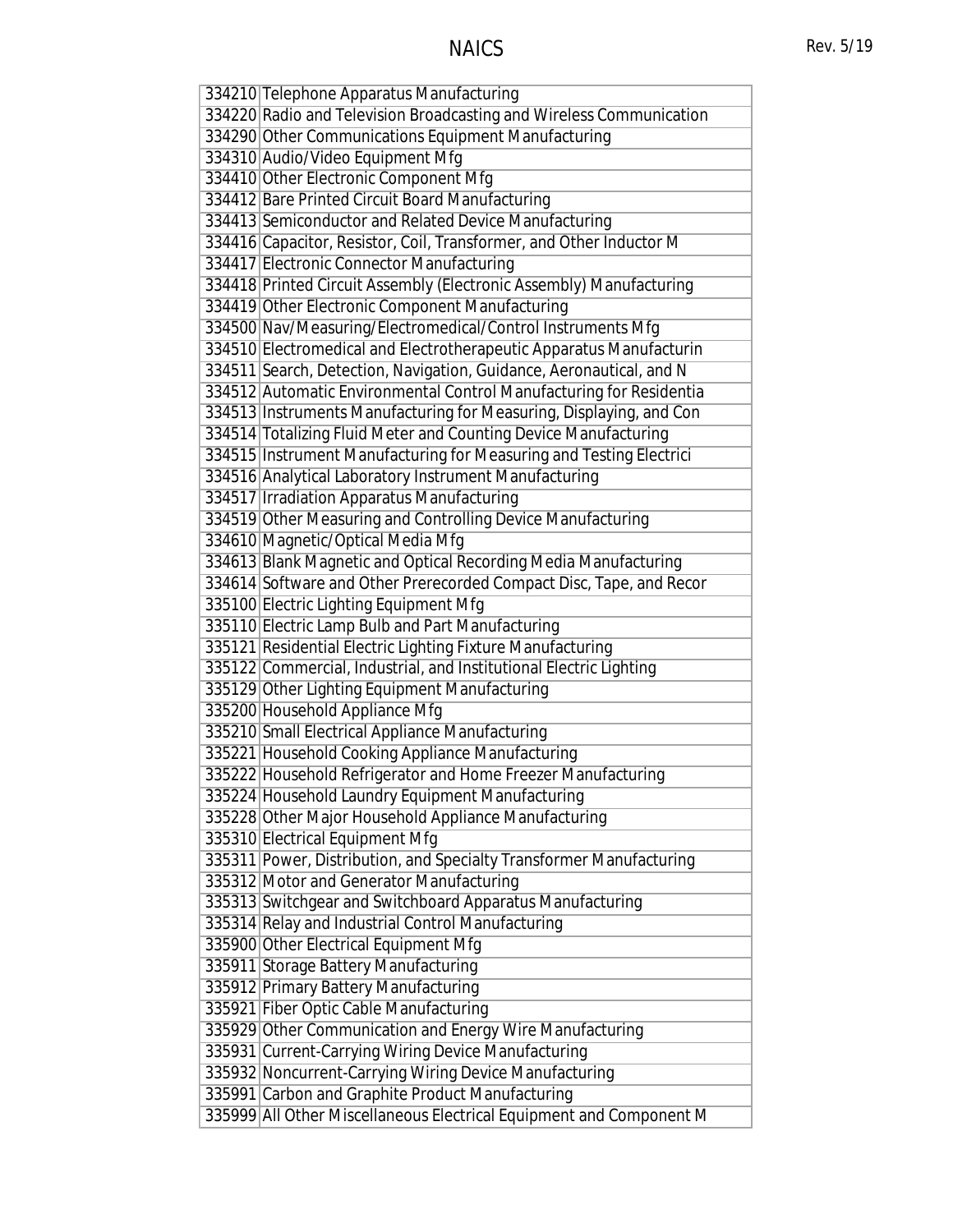| | |
|---|---|
| 334210 | Telephone Apparatus Manufacturing |
| 334220 | Radio and Television Broadcasting and Wireless Communication |
| 334290 | Other Communications Equipment Manufacturing |
| 334310 | Audio/Video Equipment Mfg |
| 334410 | Other Electronic Component Mfg |
| 334412 | Bare Printed Circuit Board Manufacturing |
| 334413 | Semiconductor and Related Device Manufacturing |
| 334416 | Capacitor, Resistor, Coil, Transformer, and Other Inductor M |
| 334417 | Electronic Connector Manufacturing |
| 334418 | Printed Circuit Assembly (Electronic Assembly) Manufacturing |
| 334419 | Other Electronic Component Manufacturing |
| 334500 | Nav/Measuring/Electromedical/Control Instruments Mfg |
| 334510 | Electromedical and Electrotherapeutic Apparatus Manufacturin |
| 334511 | Search, Detection, Navigation, Guidance, Aeronautical, and N |
| 334512 | Automatic Environmental Control Manufacturing for Residentia |
| 334513 | Instruments Manufacturing for Measuring, Displaying, and Con |
| 334514 | Totalizing Fluid Meter and Counting Device Manufacturing |
| 334515 | Instrument Manufacturing for Measuring and Testing Electrici |
| 334516 | Analytical Laboratory Instrument Manufacturing |
| 334517 | Irradiation Apparatus Manufacturing |
| 334519 | Other Measuring and Controlling Device Manufacturing |
| 334610 | Magnetic/Optical Media Mfg |
| 334613 | Blank Magnetic and Optical Recording Media Manufacturing |
| 334614 | Software and Other Prerecorded Compact Disc, Tape, and Recor |
| 335100 | Electric Lighting Equipment Mfg |
| 335110 | Electric Lamp Bulb and Part Manufacturing |
| 335121 | Residential Electric Lighting Fixture Manufacturing |
| 335122 | Commercial, Industrial, and Institutional Electric Lighting |
| 335129 | Other Lighting Equipment Manufacturing |
| 335200 | Household Appliance Mfg |
| 335210 | Small Electrical Appliance Manufacturing |
| 335221 | Household Cooking Appliance Manufacturing |
| 335222 | Household Refrigerator and Home Freezer Manufacturing |
| 335224 | Household Laundry Equipment Manufacturing |
| 335228 | Other Major Household Appliance Manufacturing |
| 335310 | Electrical Equipment Mfg |
| 335311 | Power, Distribution, and Specialty Transformer Manufacturing |
| 335312 | Motor and Generator Manufacturing |
| 335313 | Switchgear and Switchboard Apparatus Manufacturing |
| 335314 | Relay and Industrial Control Manufacturing |
| 335900 | Other Electrical Equipment Mfg |
| 335911 | Storage Battery Manufacturing |
| 335912 | Primary Battery Manufacturing |
| 335921 | Fiber Optic Cable Manufacturing |
| 335929 | Other Communication and Energy Wire Manufacturing |
| 335931 | Current-Carrying Wiring Device Manufacturing |
| 335932 | Noncurrent-Carrying Wiring Device Manufacturing |
| 335991 | Carbon and Graphite Product Manufacturing |
| 335999 | All Other Miscellaneous Electrical Equipment and Component M |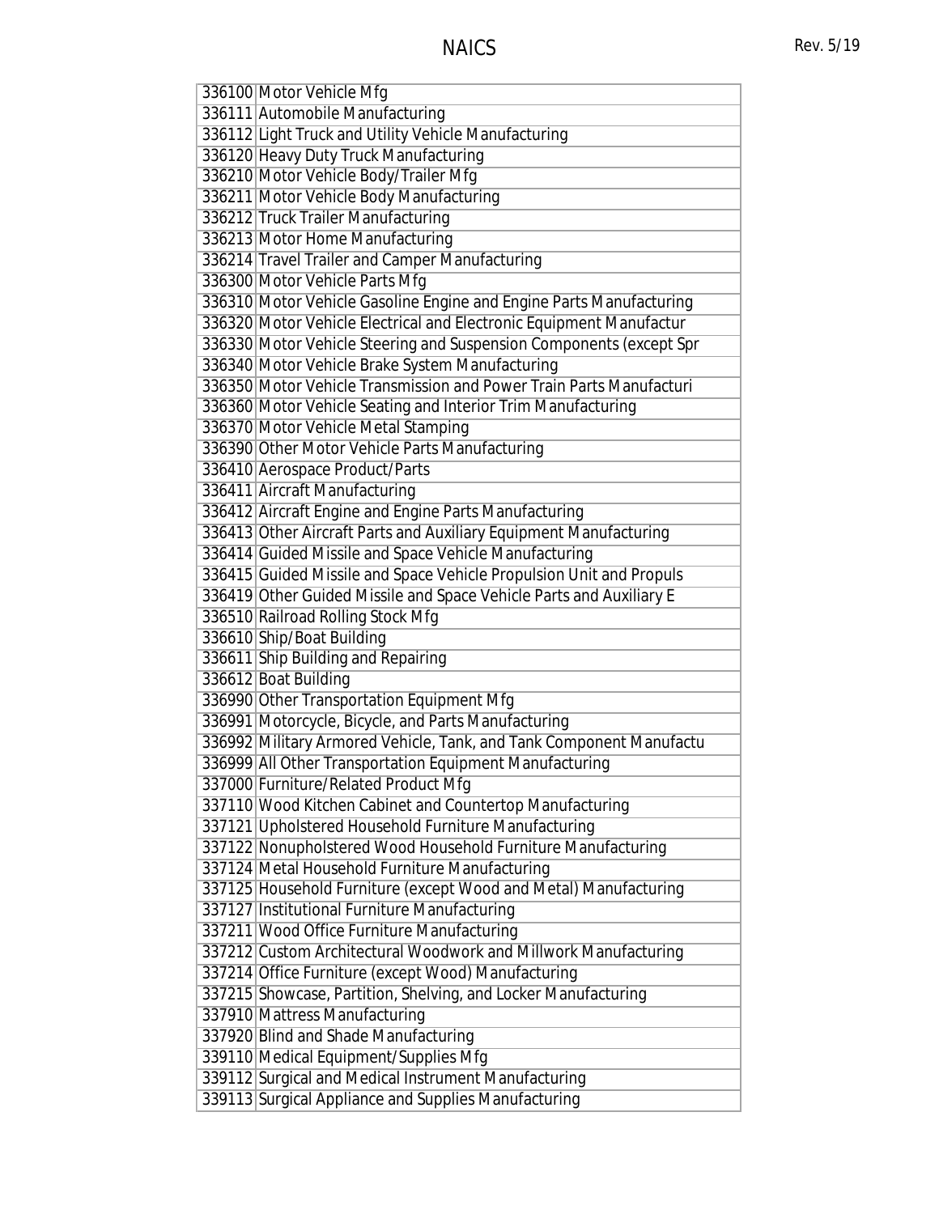| 336100 | Motor Vehicle Mfg |
|---|---|
| 336111 | Automobile Manufacturing |
| 336112 | Light Truck and Utility Vehicle Manufacturing |
| 336120 | Heavy Duty Truck Manufacturing |
| 336210 | Motor Vehicle Body/Trailer Mfg |
| 336211 | Motor Vehicle Body Manufacturing |
| 336212 | Truck Trailer Manufacturing |
| 336213 | Motor Home Manufacturing |
| 336214 | Travel Trailer and Camper Manufacturing |
| 336300 | Motor Vehicle Parts Mfg |
| 336310 | Motor Vehicle Gasoline Engine and Engine Parts Manufacturing |
| 336320 | Motor Vehicle Electrical and Electronic Equipment Manufactur |
| 336330 | Motor Vehicle Steering and Suspension Components (except Spr |
| 336340 | Motor Vehicle Brake System Manufacturing |
| 336350 | Motor Vehicle Transmission and Power Train Parts Manufacturi |
| 336360 | Motor Vehicle Seating and Interior Trim Manufacturing |
| 336370 | Motor Vehicle Metal Stamping |
| 336390 | Other Motor Vehicle Parts Manufacturing |
| 336410 | Aerospace Product/Parts |
| 336411 | Aircraft Manufacturing |
| 336412 | Aircraft Engine and Engine Parts Manufacturing |
| 336413 | Other Aircraft Parts and Auxiliary Equipment Manufacturing |
| 336414 | Guided Missile and Space Vehicle Manufacturing |
| 336415 | Guided Missile and Space Vehicle Propulsion Unit and Propuls |
| 336419 | Other Guided Missile and Space Vehicle Parts and Auxiliary E |
| 336510 | Railroad Rolling Stock Mfg |
| 336610 | Ship/Boat Building |
| 336611 | Ship Building and Repairing |
| 336612 | Boat Building |
| 336990 | Other Transportation Equipment Mfg |
| 336991 | Motorcycle, Bicycle, and Parts Manufacturing |
| 336992 | Military Armored Vehicle, Tank, and Tank Component Manufactu |
| 336999 | All Other Transportation Equipment Manufacturing |
| 337000 | Furniture/Related Product Mfg |
| 337110 | Wood Kitchen Cabinet and Countertop Manufacturing |
| 337121 | Upholstered Household Furniture Manufacturing |
| 337122 | Nonupholstered Wood Household Furniture Manufacturing |
| 337124 | Metal Household Furniture Manufacturing |
| 337125 | Household Furniture (except Wood and Metal) Manufacturing |
| 337127 | Institutional Furniture Manufacturing |
| 337211 | Wood Office Furniture Manufacturing |
| 337212 | Custom Architectural Woodwork and Millwork Manufacturing |
| 337214 | Office Furniture (except Wood) Manufacturing |
| 337215 | Showcase, Partition, Shelving, and Locker Manufacturing |
| 337910 | Mattress Manufacturing |
| 337920 | Blind and Shade Manufacturing |
| 339110 | Medical Equipment/Supplies Mfg |
| 339112 | Surgical and Medical Instrument Manufacturing |
| 339113 | Surgical Appliance and Supplies Manufacturing |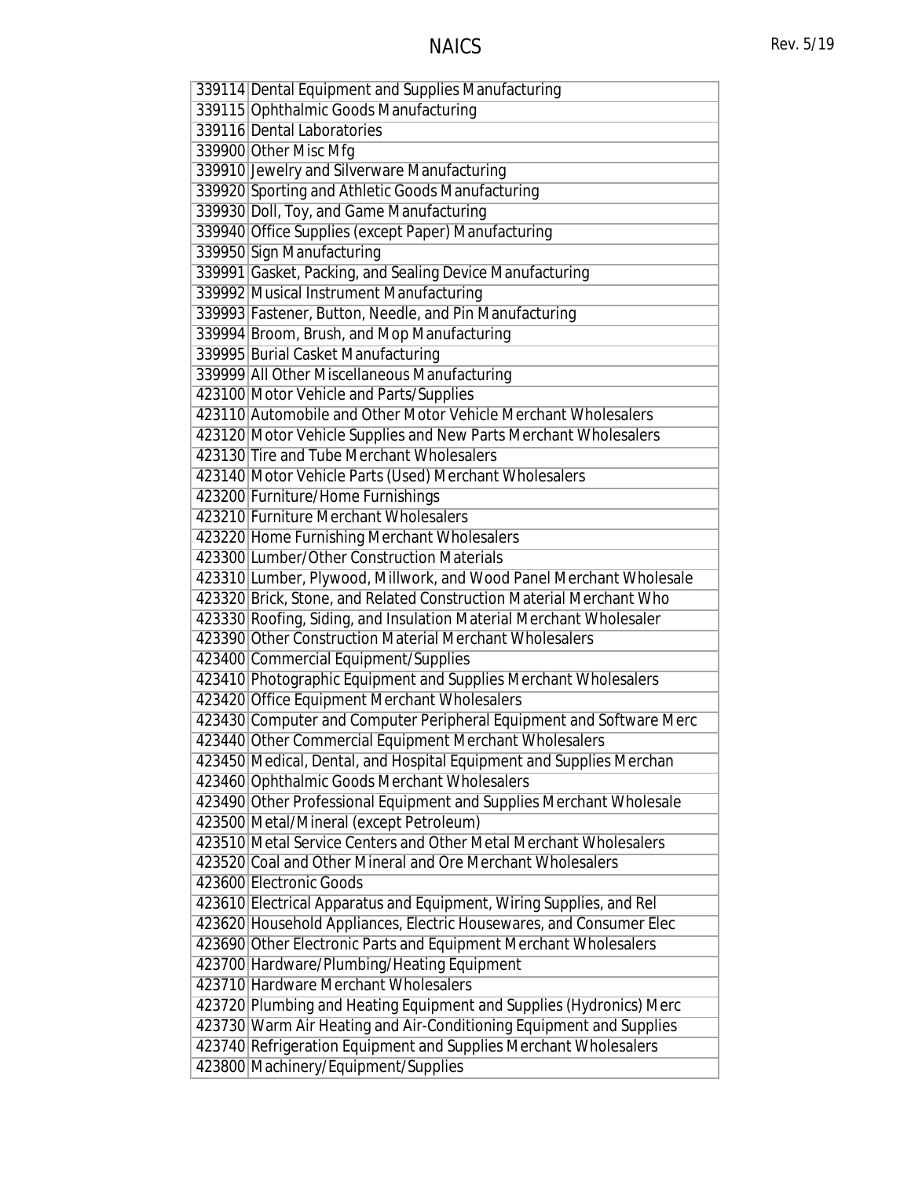| | |
|---|---|
| 339114 | Dental Equipment and Supplies Manufacturing |
| 339115 | Ophthalmic Goods Manufacturing |
| 339116 | Dental Laboratories |
| 339900 | Other Misc Mfg |
| 339910 | Jewelry and Silverware Manufacturing |
| 339920 | Sporting and Athletic Goods Manufacturing |
| 339930 | Doll, Toy, and Game Manufacturing |
| 339940 | Office Supplies (except Paper) Manufacturing |
| 339950 | Sign Manufacturing |
| 339991 | Gasket, Packing, and Sealing Device Manufacturing |
| 339992 | Musical Instrument Manufacturing |
| 339993 | Fastener, Button, Needle, and Pin Manufacturing |
| 339994 | Broom, Brush, and Mop Manufacturing |
| 339995 | Burial Casket Manufacturing |
| 339999 | All Other Miscellaneous Manufacturing |
| 423100 | Motor Vehicle and Parts/Supplies |
| 423110 | Automobile and Other Motor Vehicle Merchant Wholesalers |
| 423120 | Motor Vehicle Supplies and New Parts Merchant Wholesalers |
| 423130 | Tire and Tube Merchant Wholesalers |
| 423140 | Motor Vehicle Parts (Used) Merchant Wholesalers |
| 423200 | Furniture/Home Furnishings |
| 423210 | Furniture Merchant Wholesalers |
| 423220 | Home Furnishing Merchant Wholesalers |
| 423300 | Lumber/Other Construction Materials |
| 423310 | Lumber, Plywood, Millwork, and Wood Panel Merchant Wholesale |
| 423320 | Brick, Stone, and Related Construction Material Merchant Who |
| 423330 | Roofing, Siding, and Insulation Material Merchant Wholesaler |
| 423390 | Other Construction Material Merchant Wholesalers |
| 423400 | Commercial Equipment/Supplies |
| 423410 | Photographic Equipment and Supplies Merchant Wholesalers |
| 423420 | Office Equipment Merchant Wholesalers |
| 423430 | Computer and Computer Peripheral Equipment and Software Merc |
| 423440 | Other Commercial Equipment Merchant Wholesalers |
| 423450 | Medical, Dental, and Hospital Equipment and Supplies Merchan |
| 423460 | Ophthalmic Goods Merchant Wholesalers |
| 423490 | Other Professional Equipment and Supplies Merchant Wholesale |
| 423500 | Metal/Mineral (except Petroleum) |
| 423510 | Metal Service Centers and Other Metal Merchant Wholesalers |
| 423520 | Coal and Other Mineral and Ore Merchant Wholesalers |
| 423600 | Electronic Goods |
| 423610 | Electrical Apparatus and Equipment, Wiring Supplies, and Rel |
| 423620 | Household Appliances, Electric Housewares, and Consumer Elec |
| 423690 | Other Electronic Parts and Equipment Merchant Wholesalers |
| 423700 | Hardware/Plumbing/Heating Equipment |
| 423710 | Hardware Merchant Wholesalers |
| 423720 | Plumbing and Heating Equipment and Supplies (Hydronics) Merc |
| 423730 | Warm Air Heating and Air-Conditioning Equipment and Supplies |
| 423740 | Refrigeration Equipment and Supplies Merchant Wholesalers |
| 423800 | Machinery/Equipment/Supplies |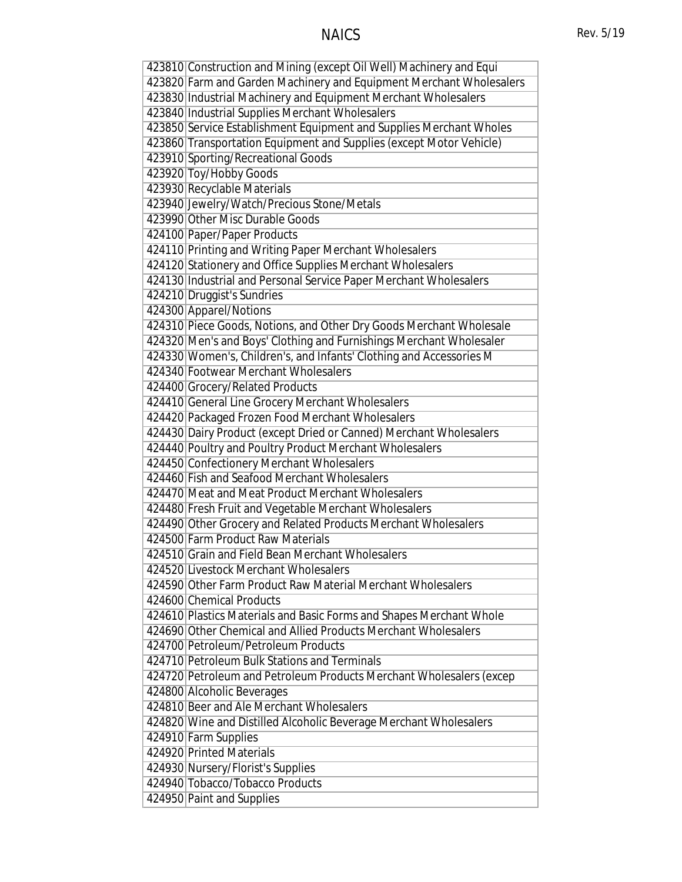| | |
|---|---|
| 423810 | Construction and Mining (except Oil Well) Machinery and Equi |
| 423820 | Farm and Garden Machinery and Equipment Merchant Wholesalers |
| 423830 | Industrial Machinery and Equipment Merchant Wholesalers |
| 423840 | Industrial Supplies Merchant Wholesalers |
| 423850 | Service Establishment Equipment and Supplies Merchant Wholes |
| 423860 | Transportation Equipment and Supplies (except Motor Vehicle) |
| 423910 | Sporting/Recreational Goods |
| 423920 | Toy/Hobby Goods |
| 423930 | Recyclable Materials |
| 423940 | Jewelry/Watch/Precious Stone/Metals |
| 423990 | Other Misc Durable Goods |
| 424100 | Paper/Paper Products |
| 424110 | Printing and Writing Paper Merchant Wholesalers |
| 424120 | Stationery and Office Supplies Merchant Wholesalers |
| 424130 | Industrial and Personal Service Paper Merchant Wholesalers |
| 424210 | Druggist's Sundries |
| 424300 | Apparel/Notions |
| 424310 | Piece Goods, Notions, and Other Dry Goods Merchant Wholesale |
| 424320 | Men's and Boys' Clothing and Furnishings Merchant Wholesaler |
| 424330 | Women's, Children's, and Infants' Clothing and Accessories M |
| 424340 | Footwear Merchant Wholesalers |
| 424400 | Grocery/Related Products |
| 424410 | General Line Grocery Merchant Wholesalers |
| 424420 | Packaged Frozen Food Merchant Wholesalers |
| 424430 | Dairy Product (except Dried or Canned) Merchant Wholesalers |
| 424440 | Poultry and Poultry Product Merchant Wholesalers |
| 424450 | Confectionery Merchant Wholesalers |
| 424460 | Fish and Seafood Merchant Wholesalers |
| 424470 | Meat and Meat Product Merchant Wholesalers |
| 424480 | Fresh Fruit and Vegetable Merchant Wholesalers |
| 424490 | Other Grocery and Related Products Merchant Wholesalers |
| 424500 | Farm Product Raw Materials |
| 424510 | Grain and Field Bean Merchant Wholesalers |
| 424520 | Livestock Merchant Wholesalers |
| 424590 | Other Farm Product Raw Material Merchant Wholesalers |
| 424600 | Chemical Products |
| 424610 | Plastics Materials and Basic Forms and Shapes Merchant Whole |
| 424690 | Other Chemical and Allied Products Merchant Wholesalers |
| 424700 | Petroleum/Petroleum Products |
| 424710 | Petroleum Bulk Stations and Terminals |
| 424720 | Petroleum and Petroleum Products Merchant Wholesalers (excep |
| 424800 | Alcoholic Beverages |
| 424810 | Beer and Ale Merchant Wholesalers |
| 424820 | Wine and Distilled Alcoholic Beverage Merchant Wholesalers |
| 424910 | Farm Supplies |
| 424920 | Printed Materials |
| 424930 | Nursery/Florist's Supplies |
| 424940 | Tobacco/Tobacco Products |
| 424950 | Paint and Supplies |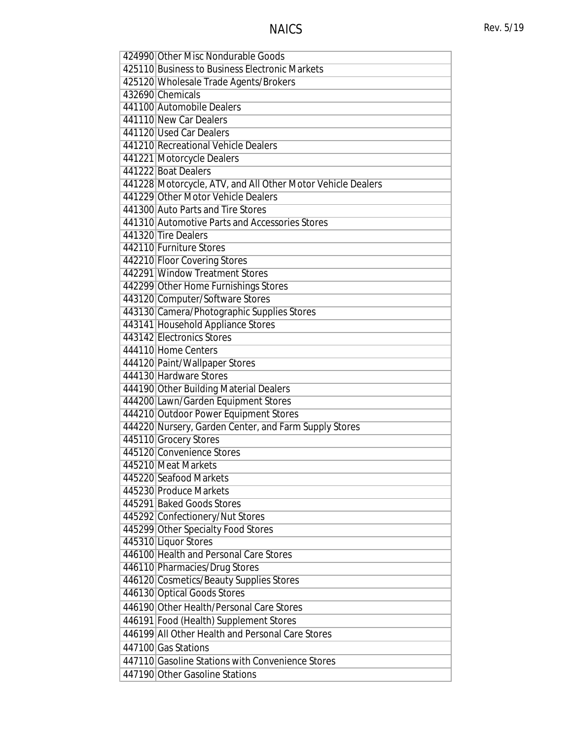| | |
|---|---|
| 424990 | Other Misc Nondurable Goods |
| 425110 | Business to Business Electronic Markets |
| 425120 | Wholesale Trade Agents/Brokers |
| 432690 | Chemicals |
| 441100 | Automobile Dealers |
| 441110 | New Car Dealers |
| 441120 | Used Car Dealers |
| 441210 | Recreational Vehicle Dealers |
| 441221 | Motorcycle Dealers |
| 441222 | Boat Dealers |
| 441228 | Motorcycle, ATV, and All Other Motor Vehicle Dealers |
| 441229 | Other Motor Vehicle Dealers |
| 441300 | Auto Parts and Tire Stores |
| 441310 | Automotive Parts and Accessories Stores |
| 441320 | Tire Dealers |
| 442110 | Furniture Stores |
| 442210 | Floor Covering Stores |
| 442291 | Window Treatment Stores |
| 442299 | Other Home Furnishings Stores |
| 443120 | Computer/Software Stores |
| 443130 | Camera/Photographic Supplies Stores |
| 443141 | Household Appliance Stores |
| 443142 | Electronics Stores |
| 444110 | Home Centers |
| 444120 | Paint/Wallpaper Stores |
| 444130 | Hardware Stores |
| 444190 | Other Building Material Dealers |
| 444200 | Lawn/Garden Equipment Stores |
| 444210 | Outdoor Power Equipment Stores |
| 444220 | Nursery, Garden Center, and Farm Supply Stores |
| 445110 | Grocery Stores |
| 445120 | Convenience Stores |
| 445210 | Meat Markets |
| 445220 | Seafood Markets |
| 445230 | Produce Markets |
| 445291 | Baked Goods Stores |
| 445292 | Confectionery/Nut Stores |
| 445299 | Other Specialty Food Stores |
| 445310 | Liquor Stores |
| 446100 | Health and Personal Care Stores |
| 446110 | Pharmacies/Drug Stores |
| 446120 | Cosmetics/Beauty Supplies Stores |
| 446130 | Optical Goods Stores |
| 446190 | Other Health/Personal Care Stores |
| 446191 | Food (Health) Supplement Stores |
| 446199 | All Other Health and Personal Care Stores |
| 447100 | Gas Stations |
| 447110 | Gasoline Stations with Convenience Stores |
| 447190 | Other Gasoline Stations |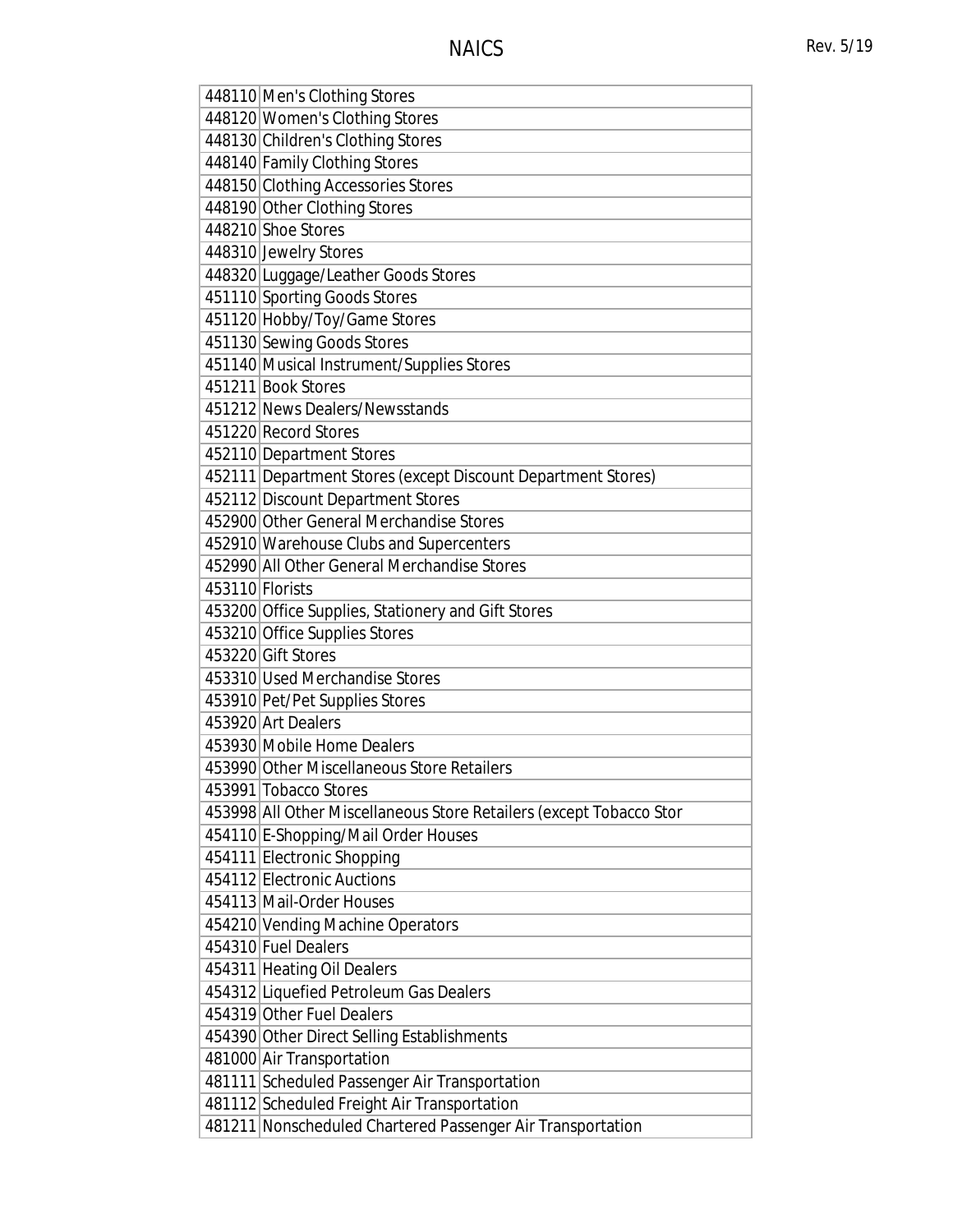| | |
|---|---|
| 448110 | Men's Clothing Stores |
| 448120 | Women's Clothing Stores |
| 448130 | Children's Clothing Stores |
| 448140 | Family Clothing Stores |
| 448150 | Clothing Accessories Stores |
| 448190 | Other Clothing Stores |
| 448210 | Shoe Stores |
| 448310 | Jewelry Stores |
| 448320 | Luggage/Leather Goods Stores |
| 451110 | Sporting Goods Stores |
| 451120 | Hobby/Toy/Game Stores |
| 451130 | Sewing Goods Stores |
| 451140 | Musical Instrument/Supplies Stores |
| 451211 | Book Stores |
| 451212 | News Dealers/Newsstands |
| 451220 | Record Stores |
| 452110 | Department Stores |
| 452111 | Department Stores (except Discount Department Stores) |
| 452112 | Discount Department Stores |
| 452900 | Other General Merchandise Stores |
| 452910 | Warehouse Clubs and Supercenters |
| 452990 | All Other General Merchandise Stores |
| 453110 | Florists |
| 453200 | Office Supplies, Stationery and Gift Stores |
| 453210 | Office Supplies Stores |
| 453220 | Gift Stores |
| 453310 | Used Merchandise Stores |
| 453910 | Pet/Pet Supplies Stores |
| 453920 | Art Dealers |
| 453930 | Mobile Home Dealers |
| 453990 | Other Miscellaneous Store Retailers |
| 453991 | Tobacco Stores |
| 453998 | All Other Miscellaneous Store Retailers (except Tobacco Stor |
| 454110 | E-Shopping/Mail Order Houses |
| 454111 | Electronic Shopping |
| 454112 | Electronic Auctions |
| 454113 | Mail-Order Houses |
| 454210 | Vending Machine Operators |
| 454310 | Fuel Dealers |
| 454311 | Heating Oil Dealers |
| 454312 | Liquefied Petroleum Gas Dealers |
| 454319 | Other Fuel Dealers |
| 454390 | Other Direct Selling Establishments |
| 481000 | Air Transportation |
| 481111 | Scheduled Passenger Air Transportation |
| 481112 | Scheduled Freight Air Transportation |
| 481211 | Nonscheduled Chartered Passenger Air Transportation |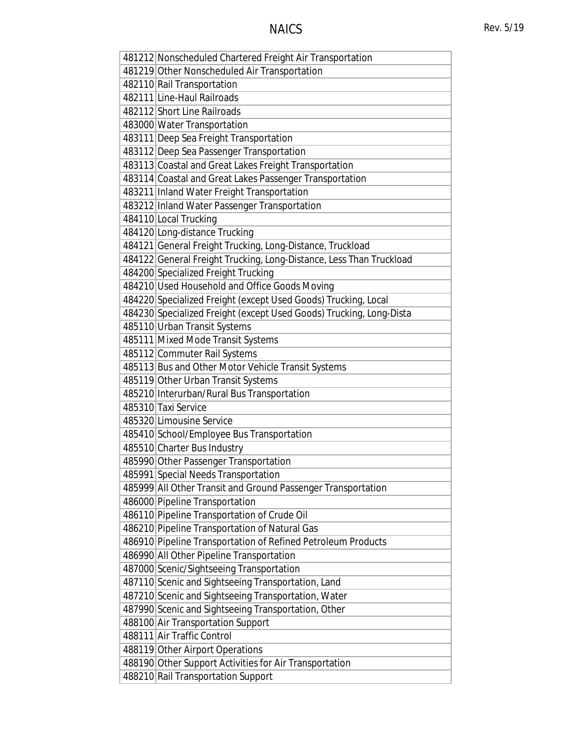| | |
|---|---|
| 481212 | Nonscheduled Chartered Freight Air Transportation |
| 481219 | Other Nonscheduled Air Transportation |
| 482110 | Rail Transportation |
| 482111 | Line-Haul Railroads |
| 482112 | Short Line Railroads |
| 483000 | Water Transportation |
| 483111 | Deep Sea Freight Transportation |
| 483112 | Deep Sea Passenger Transportation |
| 483113 | Coastal and Great Lakes Freight Transportation |
| 483114 | Coastal and Great Lakes Passenger Transportation |
| 483211 | Inland Water Freight Transportation |
| 483212 | Inland Water Passenger Transportation |
| 484110 | Local Trucking |
| 484120 | Long-distance Trucking |
| 484121 | General Freight Trucking, Long-Distance, Truckload |
| 484122 | General Freight Trucking, Long-Distance, Less Than Truckload |
| 484200 | Specialized Freight Trucking |
| 484210 | Used Household and Office Goods Moving |
| 484220 | Specialized Freight (except Used Goods) Trucking, Local |
| 484230 | Specialized Freight (except Used Goods) Trucking, Long-Dista |
| 485110 | Urban Transit Systems |
| 485111 | Mixed Mode Transit Systems |
| 485112 | Commuter Rail Systems |
| 485113 | Bus and Other Motor Vehicle Transit Systems |
| 485119 | Other Urban Transit Systems |
| 485210 | Interurban/Rural Bus Transportation |
| 485310 | Taxi Service |
| 485320 | Limousine Service |
| 485410 | School/Employee Bus Transportation |
| 485510 | Charter Bus Industry |
| 485990 | Other Passenger Transportation |
| 485991 | Special Needs Transportation |
| 485999 | All Other Transit and Ground Passenger Transportation |
| 486000 | Pipeline Transportation |
| 486110 | Pipeline Transportation of Crude Oil |
| 486210 | Pipeline Transportation of Natural Gas |
| 486910 | Pipeline Transportation of Refined Petroleum Products |
| 486990 | All Other Pipeline Transportation |
| 487000 | Scenic/Sightseeing Transportation |
| 487110 | Scenic and Sightseeing Transportation, Land |
| 487210 | Scenic and Sightseeing Transportation, Water |
| 487990 | Scenic and Sightseeing Transportation, Other |
| 488100 | Air Transportation Support |
| 488111 | Air Traffic Control |
| 488119 | Other Airport Operations |
| 488190 | Other Support Activities for Air Transportation |
| 488210 | Rail Transportation Support |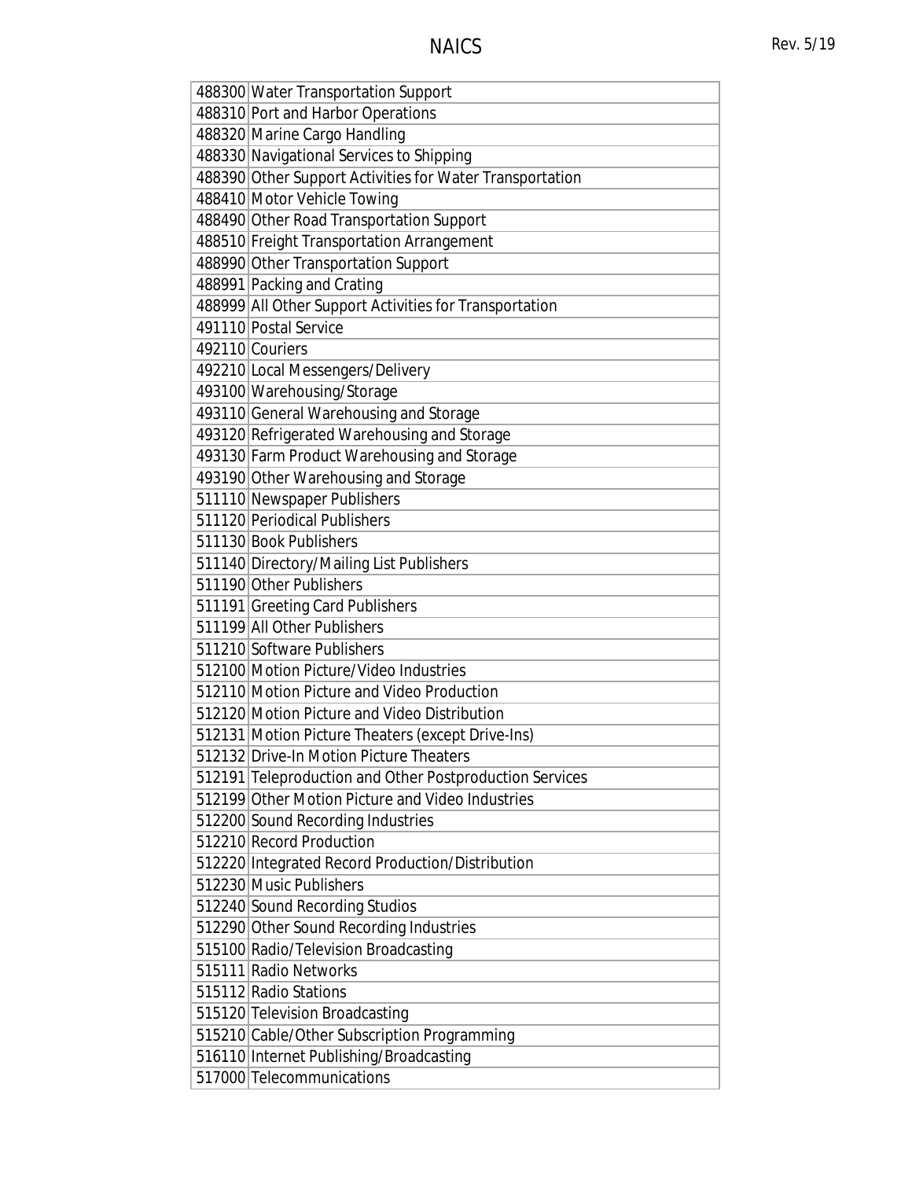| 488300 | Water Transportation Support |
|---|---|
| 488310 | Port and Harbor Operations |
| 488320 | Marine Cargo Handling |
| 488330 | Navigational Services to Shipping |
| 488390 | Other Support Activities for Water Transportation |
| 488410 | Motor Vehicle Towing |
| 488490 | Other Road Transportation Support |
| 488510 | Freight Transportation Arrangement |
| 488990 | Other Transportation Support |
| 488991 | Packing and Crating |
| 488999 | All Other Support Activities for Transportation |
| 491110 | Postal Service |
| 492110 | Couriers |
| 492210 | Local Messengers/Delivery |
| 493100 | Warehousing/Storage |
| 493110 | General Warehousing and Storage |
| 493120 | Refrigerated Warehousing and Storage |
| 493130 | Farm Product Warehousing and Storage |
| 493190 | Other Warehousing and Storage |
| 511110 | Newspaper Publishers |
| 511120 | Periodical Publishers |
| 511130 | Book Publishers |
| 511140 | Directory/Mailing List Publishers |
| 511190 | Other Publishers |
| 511191 | Greeting Card Publishers |
| 511199 | All Other Publishers |
| 511210 | Software Publishers |
| 512100 | Motion Picture/Video Industries |
| 512110 | Motion Picture and Video Production |
| 512120 | Motion Picture and Video Distribution |
| 512131 | Motion Picture Theaters (except Drive-Ins) |
| 512132 | Drive-In Motion Picture Theaters |
| 512191 | Teleproduction and Other Postproduction Services |
| 512199 | Other Motion Picture and Video Industries |
| 512200 | Sound Recording Industries |
| 512210 | Record Production |
| 512220 | Integrated Record Production/Distribution |
| 512230 | Music Publishers |
| 512240 | Sound Recording Studios |
| 512290 | Other Sound Recording Industries |
| 515100 | Radio/Television Broadcasting |
| 515111 | Radio Networks |
| 515112 | Radio Stations |
| 515120 | Television Broadcasting |
| 515210 | Cable/Other Subscription Programming |
| 516110 | Internet Publishing/Broadcasting |
| 517000 | Telecommunications |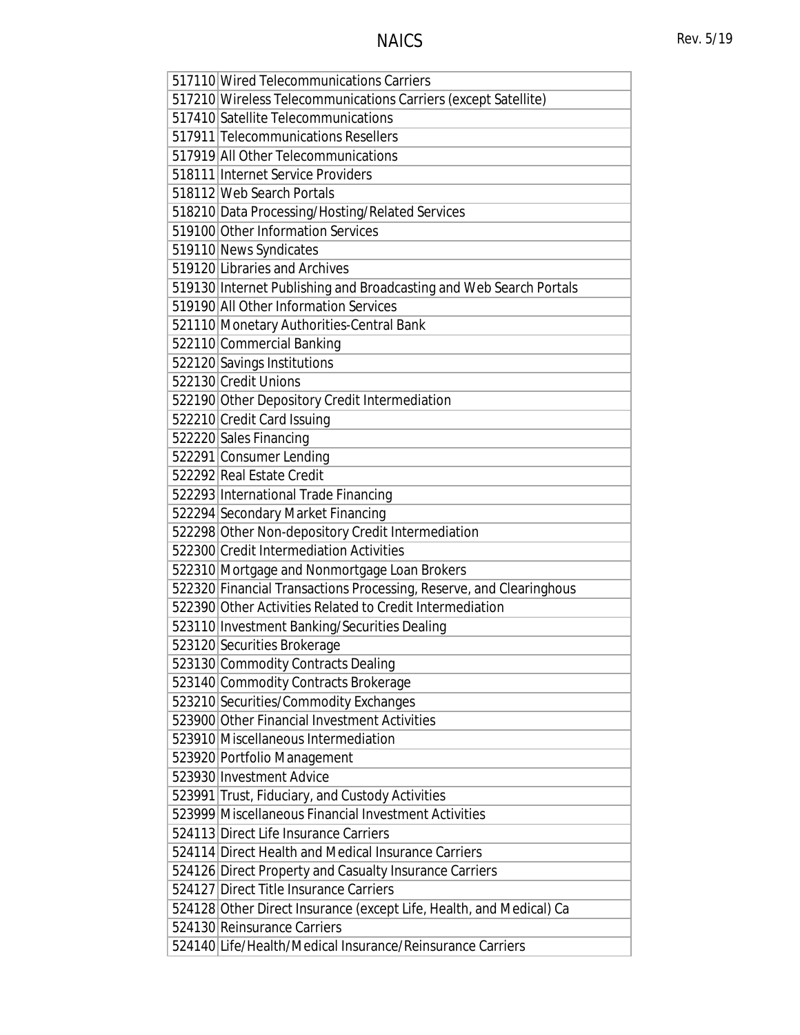| | |
|---|---|
| 517110 | Wired Telecommunications Carriers |
| 517210 | Wireless Telecommunications Carriers (except Satellite) |
| 517410 | Satellite Telecommunications |
| 517911 | Telecommunications Resellers |
| 517919 | All Other Telecommunications |
| 518111 | Internet Service Providers |
| 518112 | Web Search Portals |
| 518210 | Data Processing/Hosting/Related Services |
| 519100 | Other Information Services |
| 519110 | News Syndicates |
| 519120 | Libraries and Archives |
| 519130 | Internet Publishing and Broadcasting and Web Search Portals |
| 519190 | All Other Information Services |
| 521110 | Monetary Authorities-Central Bank |
| 522110 | Commercial Banking |
| 522120 | Savings Institutions |
| 522130 | Credit Unions |
| 522190 | Other Depository Credit Intermediation |
| 522210 | Credit Card Issuing |
| 522220 | Sales Financing |
| 522291 | Consumer Lending |
| 522292 | Real Estate Credit |
| 522293 | International Trade Financing |
| 522294 | Secondary Market Financing |
| 522298 | Other Non-depository Credit Intermediation |
| 522300 | Credit Intermediation Activities |
| 522310 | Mortgage and Nonmortgage Loan Brokers |
| 522320 | Financial Transactions Processing, Reserve, and Clearinghous |
| 522390 | Other Activities Related to Credit Intermediation |
| 523110 | Investment Banking/Securities Dealing |
| 523120 | Securities Brokerage |
| 523130 | Commodity Contracts Dealing |
| 523140 | Commodity Contracts Brokerage |
| 523210 | Securities/Commodity Exchanges |
| 523900 | Other Financial Investment Activities |
| 523910 | Miscellaneous Intermediation |
| 523920 | Portfolio Management |
| 523930 | Investment Advice |
| 523991 | Trust, Fiduciary, and Custody Activities |
| 523999 | Miscellaneous Financial Investment Activities |
| 524113 | Direct Life Insurance Carriers |
| 524114 | Direct Health and Medical Insurance Carriers |
| 524126 | Direct Property and Casualty Insurance Carriers |
| 524127 | Direct Title Insurance Carriers |
| 524128 | Other Direct Insurance (except Life, Health, and Medical) Ca |
| 524130 | Reinsurance Carriers |
| 524140 | Life/Health/Medical Insurance/Reinsurance Carriers |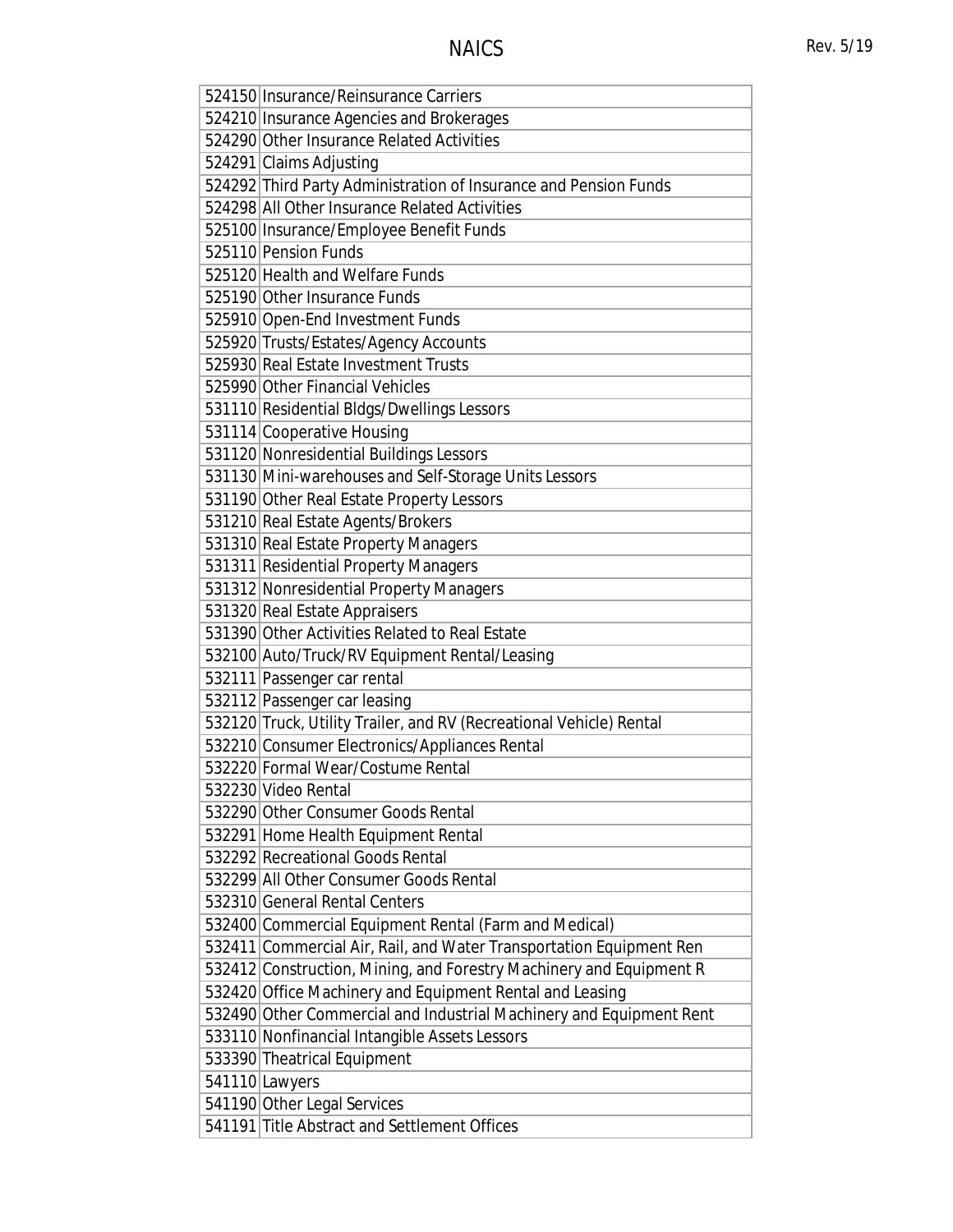| | |
|---|---|
| 524150 | Insurance/Reinsurance Carriers |
| 524210 | Insurance Agencies and Brokerages |
| 524290 | Other Insurance Related Activities |
| 524291 | Claims Adjusting |
| 524292 | Third Party Administration of Insurance and Pension Funds |
| 524298 | All Other Insurance Related Activities |
| 525100 | Insurance/Employee Benefit Funds |
| 525110 | Pension Funds |
| 525120 | Health and Welfare Funds |
| 525190 | Other Insurance Funds |
| 525910 | Open-End Investment Funds |
| 525920 | Trusts/Estates/Agency Accounts |
| 525930 | Real Estate Investment Trusts |
| 525990 | Other Financial Vehicles |
| 531110 | Residential Bldgs/Dwellings Lessors |
| 531114 | Cooperative Housing |
| 531120 | Nonresidential Buildings Lessors |
| 531130 | Mini-warehouses and Self-Storage Units Lessors |
| 531190 | Other Real Estate Property Lessors |
| 531210 | Real Estate Agents/Brokers |
| 531310 | Real Estate Property Managers |
| 531311 | Residential Property Managers |
| 531312 | Nonresidential Property Managers |
| 531320 | Real Estate Appraisers |
| 531390 | Other Activities Related to Real Estate |
| 532100 | Auto/Truck/RV Equipment Rental/Leasing |
| 532111 | Passenger car rental |
| 532112 | Passenger car leasing |
| 532120 | Truck, Utility Trailer, and RV (Recreational Vehicle) Rental |
| 532210 | Consumer Electronics/Appliances Rental |
| 532220 | Formal Wear/Costume Rental |
| 532230 | Video Rental |
| 532290 | Other Consumer Goods Rental |
| 532291 | Home Health Equipment Rental |
| 532292 | Recreational Goods Rental |
| 532299 | All Other Consumer Goods Rental |
| 532310 | General Rental Centers |
| 532400 | Commercial Equipment Rental (Farm and Medical) |
| 532411 | Commercial Air, Rail, and Water Transportation Equipment Ren |
| 532412 | Construction, Mining, and Forestry Machinery and Equipment R |
| 532420 | Office Machinery and Equipment Rental and Leasing |
| 532490 | Other Commercial and Industrial Machinery and Equipment Rent |
| 533110 | Nonfinancial Intangible Assets Lessors |
| 533390 | Theatrical Equipment |
| 541110 | Lawyers |
| 541190 | Other Legal Services |
| 541191 | Title Abstract and Settlement Offices |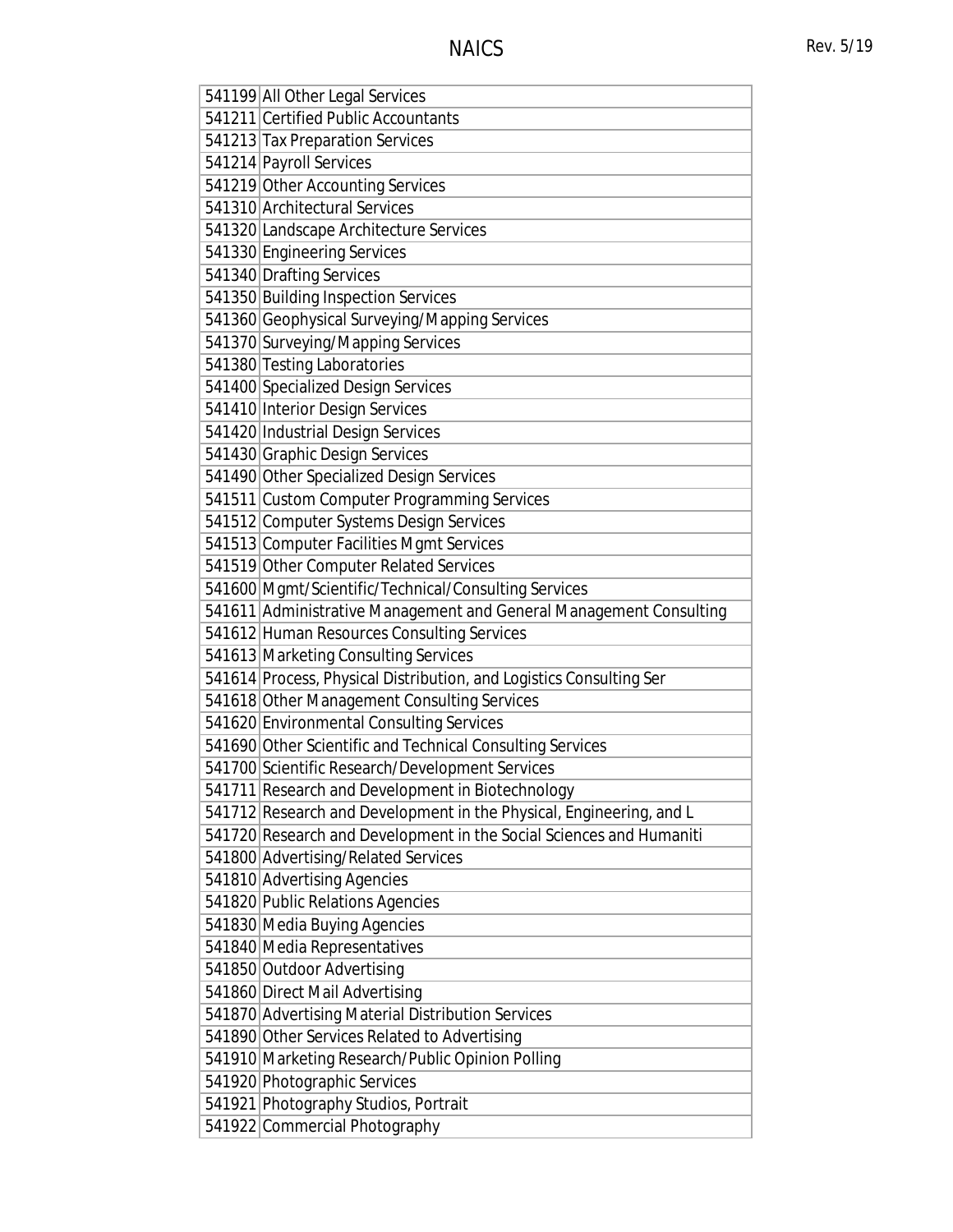| | |
|---|---|
| 541199 | All Other Legal Services |
| 541211 | Certified Public Accountants |
| 541213 | Tax Preparation Services |
| 541214 | Payroll Services |
| 541219 | Other Accounting Services |
| 541310 | Architectural Services |
| 541320 | Landscape Architecture Services |
| 541330 | Engineering Services |
| 541340 | Drafting Services |
| 541350 | Building Inspection Services |
| 541360 | Geophysical Surveying/Mapping Services |
| 541370 | Surveying/Mapping Services |
| 541380 | Testing Laboratories |
| 541400 | Specialized Design Services |
| 541410 | Interior Design Services |
| 541420 | Industrial Design Services |
| 541430 | Graphic Design Services |
| 541490 | Other Specialized Design Services |
| 541511 | Custom Computer Programming Services |
| 541512 | Computer Systems Design Services |
| 541513 | Computer Facilities Mgmt Services |
| 541519 | Other Computer Related Services |
| 541600 | Mgmt/Scientific/Technical/Consulting Services |
| 541611 | Administrative Management and General Management Consulting |
| 541612 | Human Resources Consulting Services |
| 541613 | Marketing Consulting Services |
| 541614 | Process, Physical Distribution, and Logistics Consulting Ser |
| 541618 | Other Management Consulting Services |
| 541620 | Environmental Consulting Services |
| 541690 | Other Scientific and Technical Consulting Services |
| 541700 | Scientific Research/Development Services |
| 541711 | Research and Development in Biotechnology |
| 541712 | Research and Development in the Physical, Engineering, and L |
| 541720 | Research and Development in the Social Sciences and Humaniti |
| 541800 | Advertising/Related Services |
| 541810 | Advertising Agencies |
| 541820 | Public Relations Agencies |
| 541830 | Media Buying Agencies |
| 541840 | Media Representatives |
| 541850 | Outdoor Advertising |
| 541860 | Direct Mail Advertising |
| 541870 | Advertising Material Distribution Services |
| 541890 | Other Services Related to Advertising |
| 541910 | Marketing Research/Public Opinion Polling |
| 541920 | Photographic Services |
| 541921 | Photography Studios, Portrait |
| 541922 | Commercial Photography |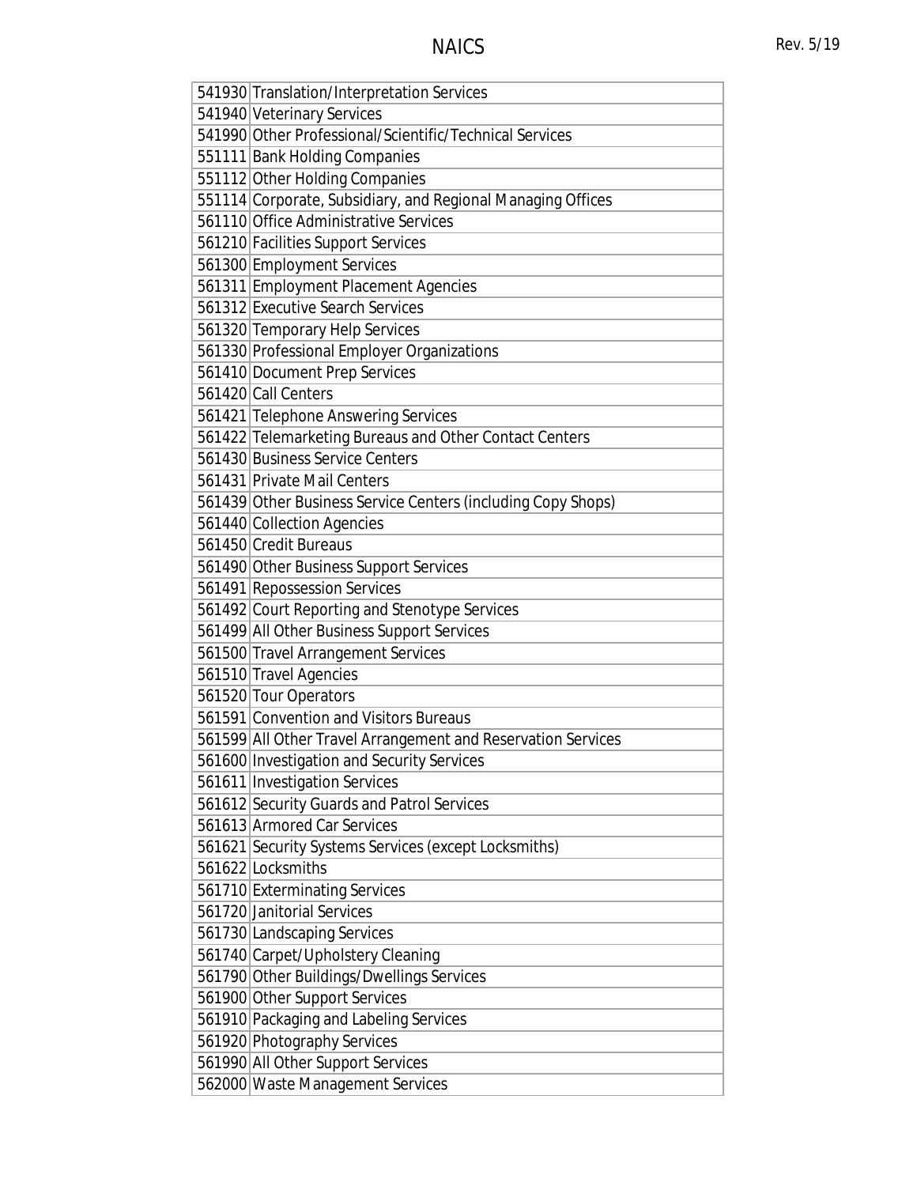| | |
|---|---|
| 541930 | Translation/Interpretation Services |
| 541940 | Veterinary Services |
| 541990 | Other Professional/Scientific/Technical Services |
| 551111 | Bank Holding Companies |
| 551112 | Other Holding Companies |
| 551114 | Corporate, Subsidiary, and Regional Managing Offices |
| 561110 | Office Administrative Services |
| 561210 | Facilities Support Services |
| 561300 | Employment Services |
| 561311 | Employment Placement Agencies |
| 561312 | Executive Search Services |
| 561320 | Temporary Help Services |
| 561330 | Professional Employer Organizations |
| 561410 | Document Prep Services |
| 561420 | Call Centers |
| 561421 | Telephone Answering Services |
| 561422 | Telemarketing Bureaus and Other Contact Centers |
| 561430 | Business Service Centers |
| 561431 | Private Mail Centers |
| 561439 | Other Business Service Centers (including Copy Shops) |
| 561440 | Collection Agencies |
| 561450 | Credit Bureaus |
| 561490 | Other Business Support Services |
| 561491 | Repossession Services |
| 561492 | Court Reporting and Stenotype Services |
| 561499 | All Other Business Support Services |
| 561500 | Travel Arrangement Services |
| 561510 | Travel Agencies |
| 561520 | Tour Operators |
| 561591 | Convention and Visitors Bureaus |
| 561599 | All Other Travel Arrangement and Reservation Services |
| 561600 | Investigation and Security Services |
| 561611 | Investigation Services |
| 561612 | Security Guards and Patrol Services |
| 561613 | Armored Car Services |
| 561621 | Security Systems Services (except Locksmiths) |
| 561622 | Locksmiths |
| 561710 | Exterminating Services |
| 561720 | Janitorial Services |
| 561730 | Landscaping Services |
| 561740 | Carpet/Upholstery Cleaning |
| 561790 | Other Buildings/Dwellings Services |
| 561900 | Other Support Services |
| 561910 | Packaging and Labeling Services |
| 561920 | Photography Services |
| 561990 | All Other Support Services |
| 562000 | Waste Management Services |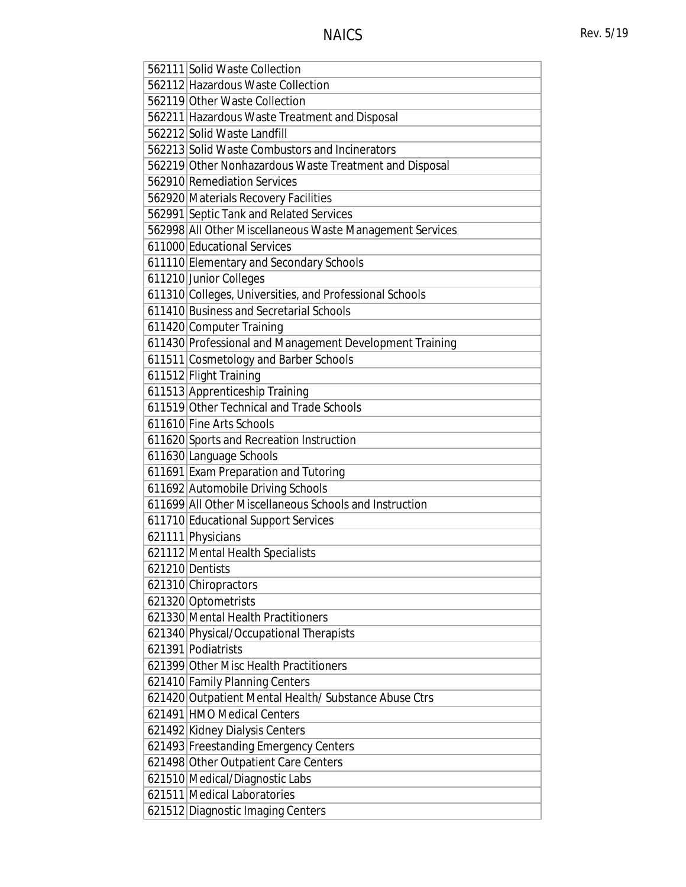| | |
|---|---|
| 562111 | Solid Waste Collection |
| 562112 | Hazardous Waste Collection |
| 562119 | Other Waste Collection |
| 562211 | Hazardous Waste Treatment and Disposal |
| 562212 | Solid Waste Landfill |
| 562213 | Solid Waste Combustors and Incinerators |
| 562219 | Other Nonhazardous Waste Treatment and Disposal |
| 562910 | Remediation Services |
| 562920 | Materials Recovery Facilities |
| 562991 | Septic Tank and Related Services |
| 562998 | All Other Miscellaneous Waste Management Services |
| 611000 | Educational Services |
| 611110 | Elementary and Secondary Schools |
| 611210 | Junior Colleges |
| 611310 | Colleges, Universities, and Professional Schools |
| 611410 | Business and Secretarial Schools |
| 611420 | Computer Training |
| 611430 | Professional and Management Development Training |
| 611511 | Cosmetology and Barber Schools |
| 611512 | Flight Training |
| 611513 | Apprenticeship Training |
| 611519 | Other Technical and Trade Schools |
| 611610 | Fine Arts Schools |
| 611620 | Sports and Recreation Instruction |
| 611630 | Language Schools |
| 611691 | Exam Preparation and Tutoring |
| 611692 | Automobile Driving Schools |
| 611699 | All Other Miscellaneous Schools and Instruction |
| 611710 | Educational Support Services |
| 621111 | Physicians |
| 621112 | Mental Health Specialists |
| 621210 | Dentists |
| 621310 | Chiropractors |
| 621320 | Optometrists |
| 621330 | Mental Health Practitioners |
| 621340 | Physical/Occupational Therapists |
| 621391 | Podiatrists |
| 621399 | Other Misc Health Practitioners |
| 621410 | Family Planning Centers |
| 621420 | Outpatient Mental Health/ Substance Abuse Ctrs |
| 621491 | HMO Medical Centers |
| 621492 | Kidney Dialysis Centers |
| 621493 | Freestanding Emergency Centers |
| 621498 | Other Outpatient Care Centers |
| 621510 | Medical/Diagnostic Labs |
| 621511 | Medical Laboratories |
| 621512 | Diagnostic Imaging Centers |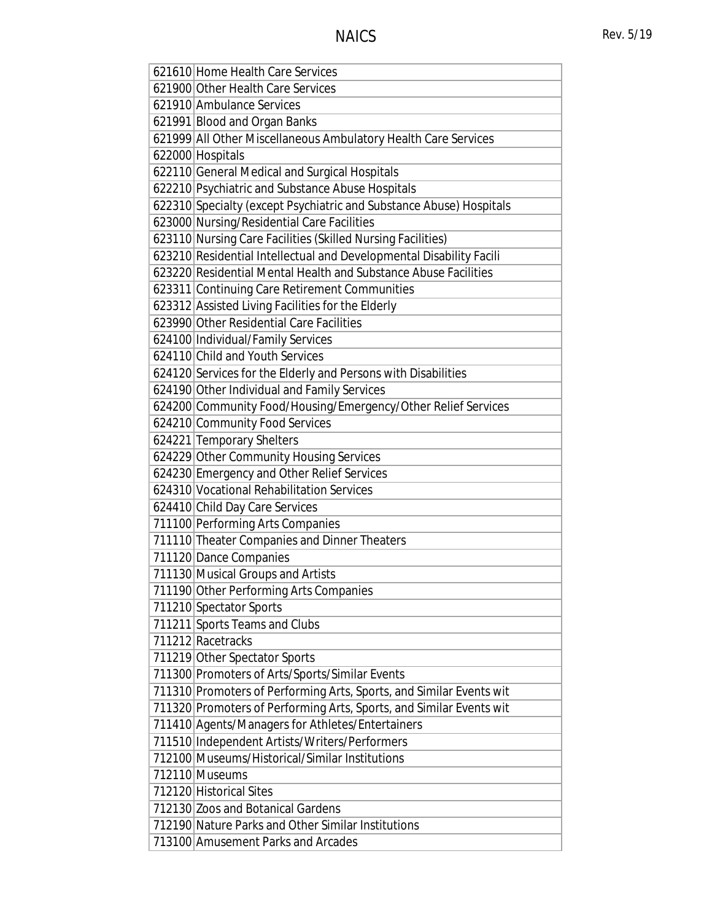| | |
|---|---|
| 621610 | Home Health Care Services |
| 621900 | Other Health Care Services |
| 621910 | Ambulance Services |
| 621991 | Blood and Organ Banks |
| 621999 | All Other Miscellaneous Ambulatory Health Care Services |
| 622000 | Hospitals |
| 622110 | General Medical and Surgical Hospitals |
| 622210 | Psychiatric and Substance Abuse Hospitals |
| 622310 | Specialty (except Psychiatric and Substance Abuse) Hospitals |
| 623000 | Nursing/Residential Care Facilities |
| 623110 | Nursing Care Facilities (Skilled Nursing Facilities) |
| 623210 | Residential Intellectual and Developmental Disability Facili |
| 623220 | Residential Mental Health and Substance Abuse Facilities |
| 623311 | Continuing Care Retirement Communities |
| 623312 | Assisted Living Facilities for the Elderly |
| 623990 | Other Residential Care Facilities |
| 624100 | Individual/Family Services |
| 624110 | Child and Youth Services |
| 624120 | Services for the Elderly and Persons with Disabilities |
| 624190 | Other Individual and Family Services |
| 624200 | Community Food/Housing/Emergency/Other Relief Services |
| 624210 | Community Food Services |
| 624221 | Temporary Shelters |
| 624229 | Other Community Housing Services |
| 624230 | Emergency and Other Relief Services |
| 624310 | Vocational Rehabilitation Services |
| 624410 | Child Day Care Services |
| 711100 | Performing Arts Companies |
| 711110 | Theater Companies and Dinner Theaters |
| 711120 | Dance Companies |
| 711130 | Musical Groups and Artists |
| 711190 | Other Performing Arts Companies |
| 711210 | Spectator Sports |
| 711211 | Sports Teams and Clubs |
| 711212 | Racetracks |
| 711219 | Other Spectator Sports |
| 711300 | Promoters of Arts/Sports/Similar Events |
| 711310 | Promoters of Performing Arts, Sports, and Similar Events wit |
| 711320 | Promoters of Performing Arts, Sports, and Similar Events wit |
| 711410 | Agents/Managers for Athletes/Entertainers |
| 711510 | Independent Artists/Writers/Performers |
| 712100 | Museums/Historical/Similar Institutions |
| 712110 | Museums |
| 712120 | Historical Sites |
| 712130 | Zoos and Botanical Gardens |
| 712190 | Nature Parks and Other Similar Institutions |
| 713100 | Amusement Parks and Arcades |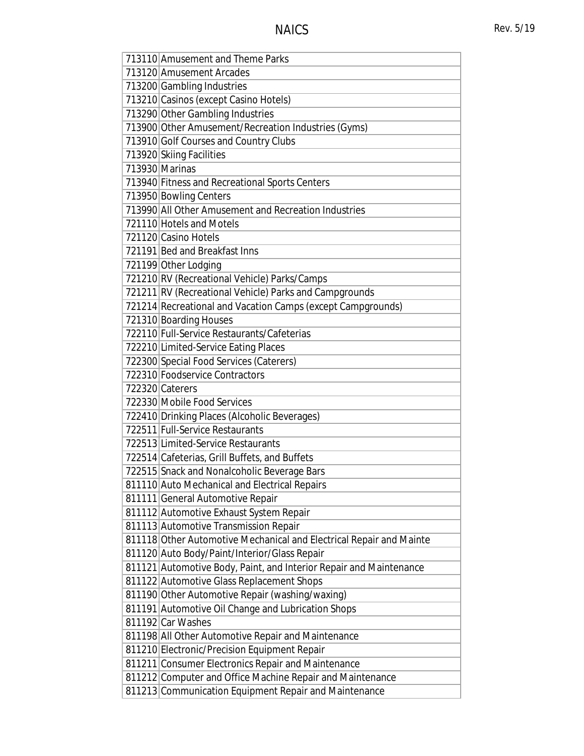| | |
|---|---|
| 713110 | Amusement and Theme Parks |
| 713120 | Amusement Arcades |
| 713200 | Gambling Industries |
| 713210 | Casinos (except Casino Hotels) |
| 713290 | Other Gambling Industries |
| 713900 | Other Amusement/Recreation Industries (Gyms) |
| 713910 | Golf Courses and Country Clubs |
| 713920 | Skiing Facilities |
| 713930 | Marinas |
| 713940 | Fitness and Recreational Sports Centers |
| 713950 | Bowling Centers |
| 713990 | All Other Amusement and Recreation Industries |
| 721110 | Hotels and Motels |
| 721120 | Casino Hotels |
| 721191 | Bed and Breakfast Inns |
| 721199 | Other Lodging |
| 721210 | RV (Recreational Vehicle) Parks/Camps |
| 721211 | RV (Recreational Vehicle) Parks and Campgrounds |
| 721214 | Recreational and Vacation Camps (except Campgrounds) |
| 721310 | Boarding Houses |
| 722110 | Full-Service Restaurants/Cafeterias |
| 722210 | Limited-Service Eating Places |
| 722300 | Special Food Services (Caterers) |
| 722310 | Foodservice Contractors |
| 722320 | Caterers |
| 722330 | Mobile Food Services |
| 722410 | Drinking Places (Alcoholic Beverages) |
| 722511 | Full-Service Restaurants |
| 722513 | Limited-Service Restaurants |
| 722514 | Cafeterias, Grill Buffets, and Buffets |
| 722515 | Snack and Nonalcoholic Beverage Bars |
| 811110 | Auto Mechanical and Electrical Repairs |
| 811111 | General Automotive Repair |
| 811112 | Automotive Exhaust System Repair |
| 811113 | Automotive Transmission Repair |
| 811118 | Other Automotive Mechanical and Electrical Repair and Mainte |
| 811120 | Auto Body/Paint/Interior/Glass Repair |
| 811121 | Automotive Body, Paint, and Interior Repair and Maintenance |
| 811122 | Automotive Glass Replacement Shops |
| 811190 | Other Automotive Repair (washing/waxing) |
| 811191 | Automotive Oil Change and Lubrication Shops |
| 811192 | Car Washes |
| 811198 | All Other Automotive Repair and Maintenance |
| 811210 | Electronic/Precision Equipment Repair |
| 811211 | Consumer Electronics Repair and Maintenance |
| 811212 | Computer and Office Machine Repair and Maintenance |
| 811213 | Communication Equipment Repair and Maintenance |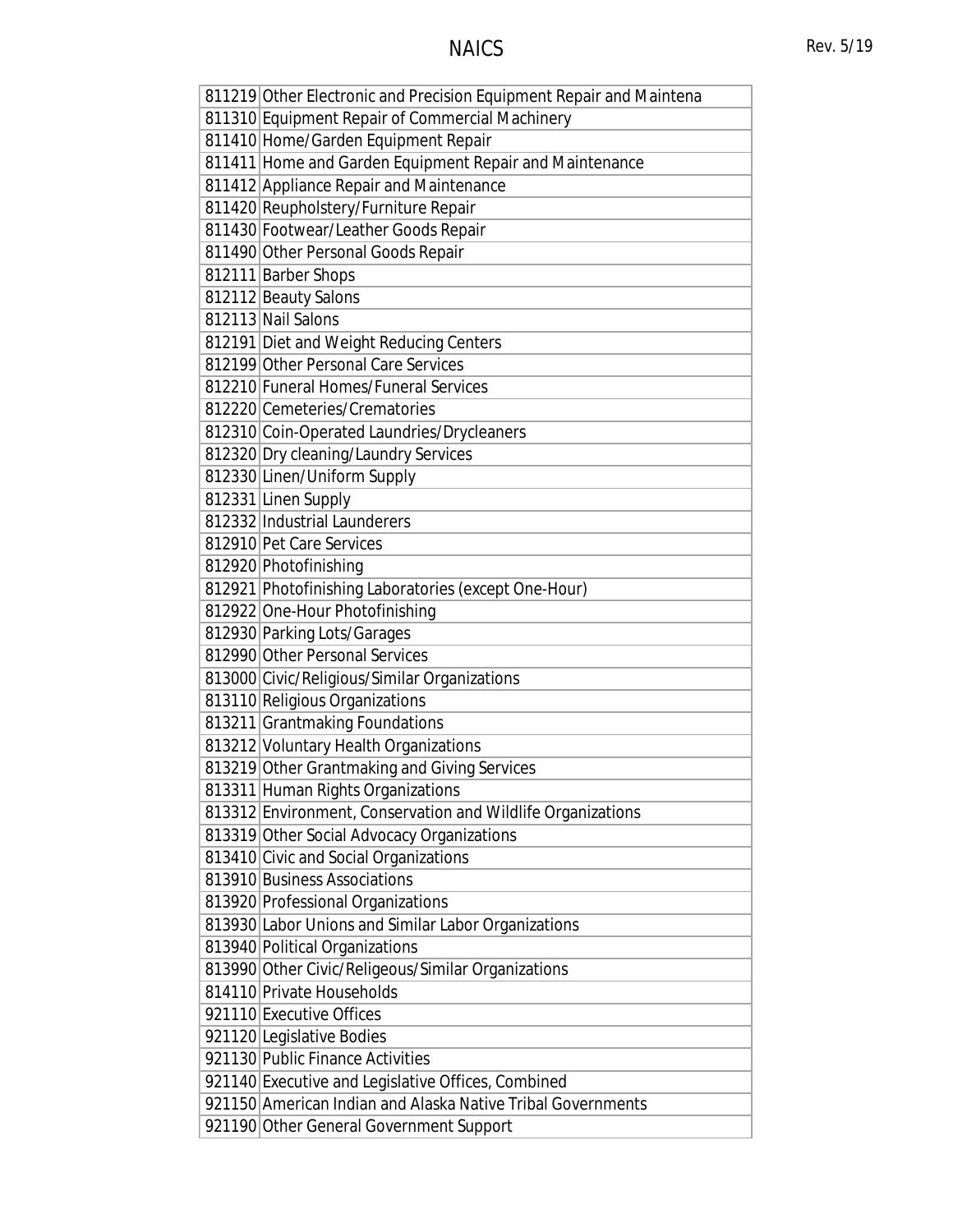| | |
|---|---|
| 811219 | Other Electronic and Precision Equipment Repair and Maintena |
| 811310 | Equipment Repair of Commercial Machinery |
| 811410 | Home/Garden Equipment Repair |
| 811411 | Home and Garden Equipment Repair and Maintenance |
| 811412 | Appliance Repair and Maintenance |
| 811420 | Reupholstery/Furniture Repair |
| 811430 | Footwear/Leather Goods Repair |
| 811490 | Other Personal Goods Repair |
| 812111 | Barber Shops |
| 812112 | Beauty Salons |
| 812113 | Nail Salons |
| 812191 | Diet and Weight Reducing Centers |
| 812199 | Other Personal Care Services |
| 812210 | Funeral Homes/Funeral Services |
| 812220 | Cemeteries/Crematories |
| 812310 | Coin-Operated Laundries/Drycleaners |
| 812320 | Dry cleaning/Laundry Services |
| 812330 | Linen/Uniform Supply |
| 812331 | Linen Supply |
| 812332 | Industrial Launderers |
| 812910 | Pet Care Services |
| 812920 | Photofinishing |
| 812921 | Photofinishing Laboratories (except One-Hour) |
| 812922 | One-Hour Photofinishing |
| 812930 | Parking Lots/Garages |
| 812990 | Other Personal Services |
| 813000 | Civic/Religious/Similar Organizations |
| 813110 | Religious Organizations |
| 813211 | Grantmaking Foundations |
| 813212 | Voluntary Health Organizations |
| 813219 | Other Grantmaking and Giving Services |
| 813311 | Human Rights Organizations |
| 813312 | Environment, Conservation and Wildlife Organizations |
| 813319 | Other Social Advocacy Organizations |
| 813410 | Civic and Social Organizations |
| 813910 | Business Associations |
| 813920 | Professional Organizations |
| 813930 | Labor Unions and Similar Labor Organizations |
| 813940 | Political Organizations |
| 813990 | Other Civic/Religeous/Similar Organizations |
| 814110 | Private Households |
| 921110 | Executive Offices |
| 921120 | Legislative Bodies |
| 921130 | Public Finance Activities |
| 921140 | Executive and Legislative Offices, Combined |
| 921150 | American Indian and Alaska Native Tribal Governments |
| 921190 | Other General Government Support |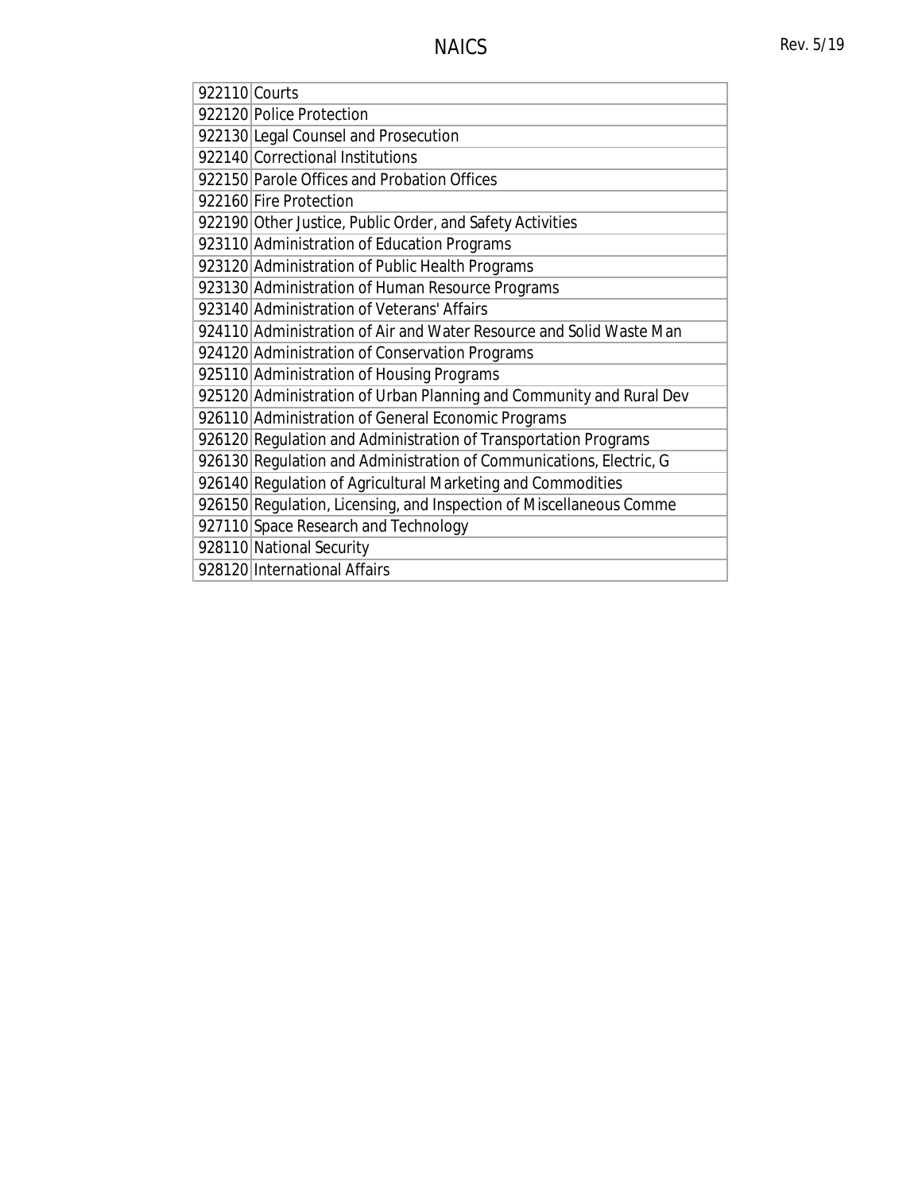| | |
|---|---|
| 922110 | Courts |
| 922120 | Police Protection |
| 922130 | Legal Counsel and Prosecution |
| 922140 | Correctional Institutions |
| 922150 | Parole Offices and Probation Offices |
| 922160 | Fire Protection |
| 922190 | Other Justice, Public Order, and Safety Activities |
| 923110 | Administration of Education Programs |
| 923120 | Administration of Public Health Programs |
| 923130 | Administration of Human Resource Programs |
| 923140 | Administration of Veterans' Affairs |
| 924110 | Administration of Air and Water Resource and Solid Waste Man |
| 924120 | Administration of Conservation Programs |
| 925110 | Administration of Housing Programs |
| 925120 | Administration of Urban Planning and Community and Rural Dev |
| 926110 | Administration of General Economic Programs |
| 926120 | Regulation and Administration of Transportation Programs |
| 926130 | Regulation and Administration of Communications, Electric, G |
| 926140 | Regulation of Agricultural Marketing and Commodities |
| 926150 | Regulation, Licensing, and Inspection of Miscellaneous Comme |
| 927110 | Space Research and Technology |
| 928110 | National Security |
| 928120 | International Affairs |